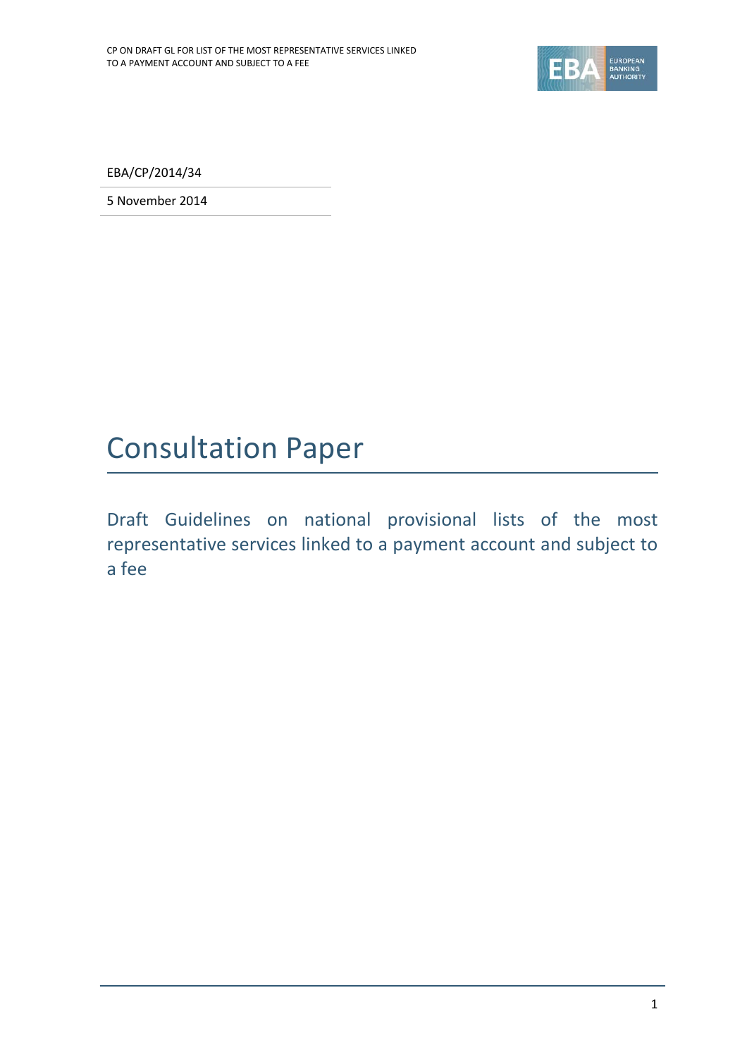EBA/CP/2014/34

5 November 2014

# Consultation Paper

## Draft Guidelines on national provisional lists of the most representative services linked to a payment account and subject to a fee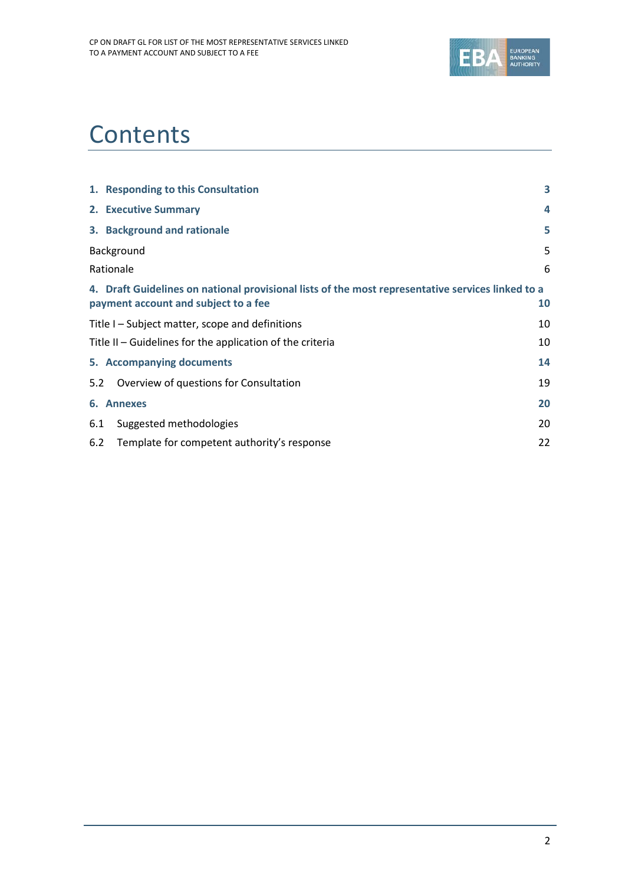# Contents

| | |
|---|---|
| **1. Responding to this Consultation** | **3** |
| **2. Executive Summary** | **4** |
| **3. Background and rationale** | **5** |
| Background | 5 |
| Rationale | 6 |
| **4. Draft Guidelines on national provisional lists of the most representative services linked to a payment account and subject to a fee** | **10** |
| Title I – Subject matter, scope and definitions | 10 |
| Title II – Guidelines for the application of the criteria | 10 |
| **5. Accompanying documents** | **14** |
| 5.2 Overview of questions for Consultation | 19 |
| **6. Annexes** | **20** |
| 6.1 Suggested methodologies | 20 |
| 6.2 Template for competent authority's response | 22 |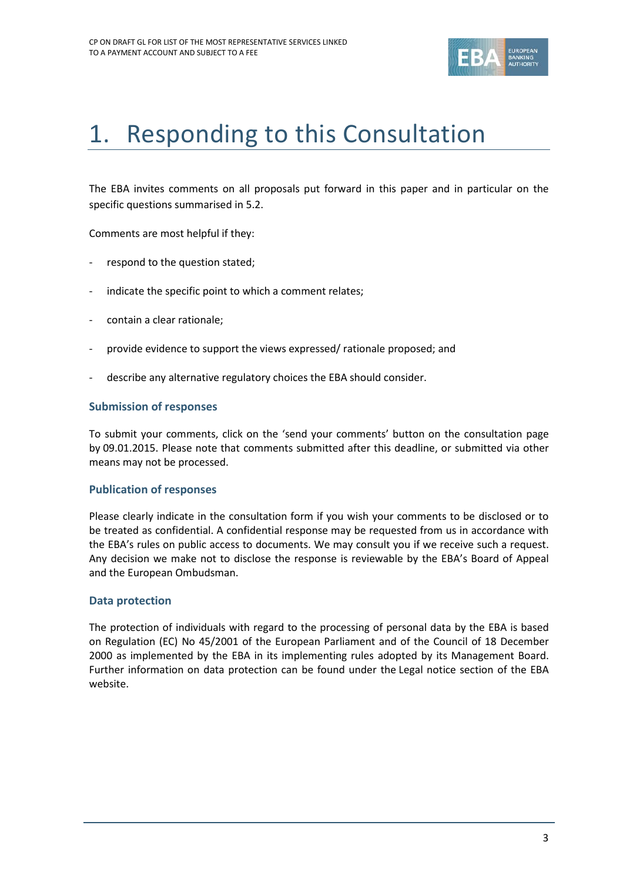# 1. Responding to this Consultation

The EBA invites comments on all proposals put forward in this paper and in particular on the specific questions summarised in 5.2.

Comments are most helpful if they:

- respond to the question stated;
- indicate the specific point to which a comment relates;
- contain a clear rationale;
- provide evidence to support the views expressed/ rationale proposed; and
- describe any alternative regulatory choices the EBA should consider.

### Submission of responses

To submit your comments, click on the 'send your comments' button on the consultation page by 09.01.2015. Please note that comments submitted after this deadline, or submitted via other means may not be processed.

### Publication of responses

Please clearly indicate in the consultation form if you wish your comments to be disclosed or to be treated as confidential. A confidential response may be requested from us in accordance with the EBA's rules on public access to documents. We may consult you if we receive such a request. Any decision we make not to disclose the response is reviewable by the EBA's Board of Appeal and the European Ombudsman.

### Data protection

The protection of individuals with regard to the processing of personal data by the EBA is based on Regulation (EC) No 45/2001 of the European Parliament and of the Council of 18 December 2000 as implemented by the EBA in its implementing rules adopted by its Management Board. Further information on data protection can be found under the Legal notice section of the EBA website.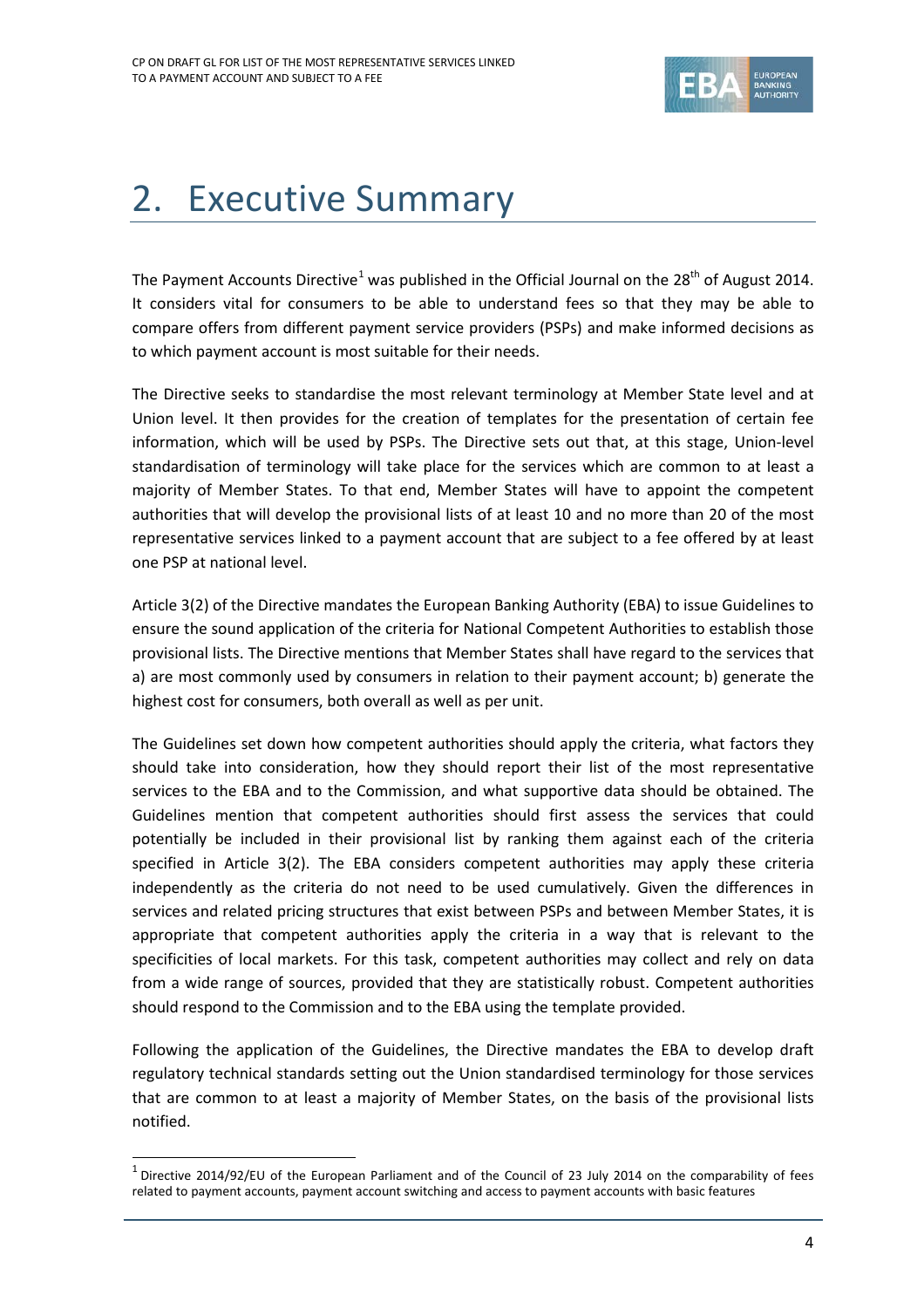# 2. Executive Summary

The Payment Accounts Directive[1] was published in the Official Journal on the 28th of August 2014. It considers vital for consumers to be able to understand fees so that they may be able to compare offers from different payment service providers (PSPs) and make informed decisions as to which payment account is most suitable for their needs.

The Directive seeks to standardise the most relevant terminology at Member State level and at Union level. It then provides for the creation of templates for the presentation of certain fee information, which will be used by PSPs. The Directive sets out that, at this stage, Union-level standardisation of terminology will take place for the services which are common to at least a majority of Member States. To that end, Member States will have to appoint the competent authorities that will develop the provisional lists of at least 10 and no more than 20 of the most representative services linked to a payment account that are subject to a fee offered by at least one PSP at national level.

Article 3(2) of the Directive mandates the European Banking Authority (EBA) to issue Guidelines to ensure the sound application of the criteria for National Competent Authorities to establish those provisional lists. The Directive mentions that Member States shall have regard to the services that a) are most commonly used by consumers in relation to their payment account; b) generate the highest cost for consumers, both overall as well as per unit.

The Guidelines set down how competent authorities should apply the criteria, what factors they should take into consideration, how they should report their list of the most representative services to the EBA and to the Commission, and what supportive data should be obtained. The Guidelines mention that competent authorities should first assess the services that could potentially be included in their provisional list by ranking them against each of the criteria specified in Article 3(2). The EBA considers competent authorities may apply these criteria independently as the criteria do not need to be used cumulatively. Given the differences in services and related pricing structures that exist between PSPs and between Member States, it is appropriate that competent authorities apply the criteria in a way that is relevant to the specificities of local markets. For this task, competent authorities may collect and rely on data from a wide range of sources, provided that they are statistically robust. Competent authorities should respond to the Commission and to the EBA using the template provided.

Following the application of the Guidelines, the Directive mandates the EBA to develop draft regulatory technical standards setting out the Union standardised terminology for those services that are common to at least a majority of Member States, on the basis of the provisional lists notified.

---

[1] Directive 2014/92/EU of the European Parliament and of the Council of 23 July 2014 on the comparability of fees related to payment accounts, payment account switching and access to payment accounts with basic features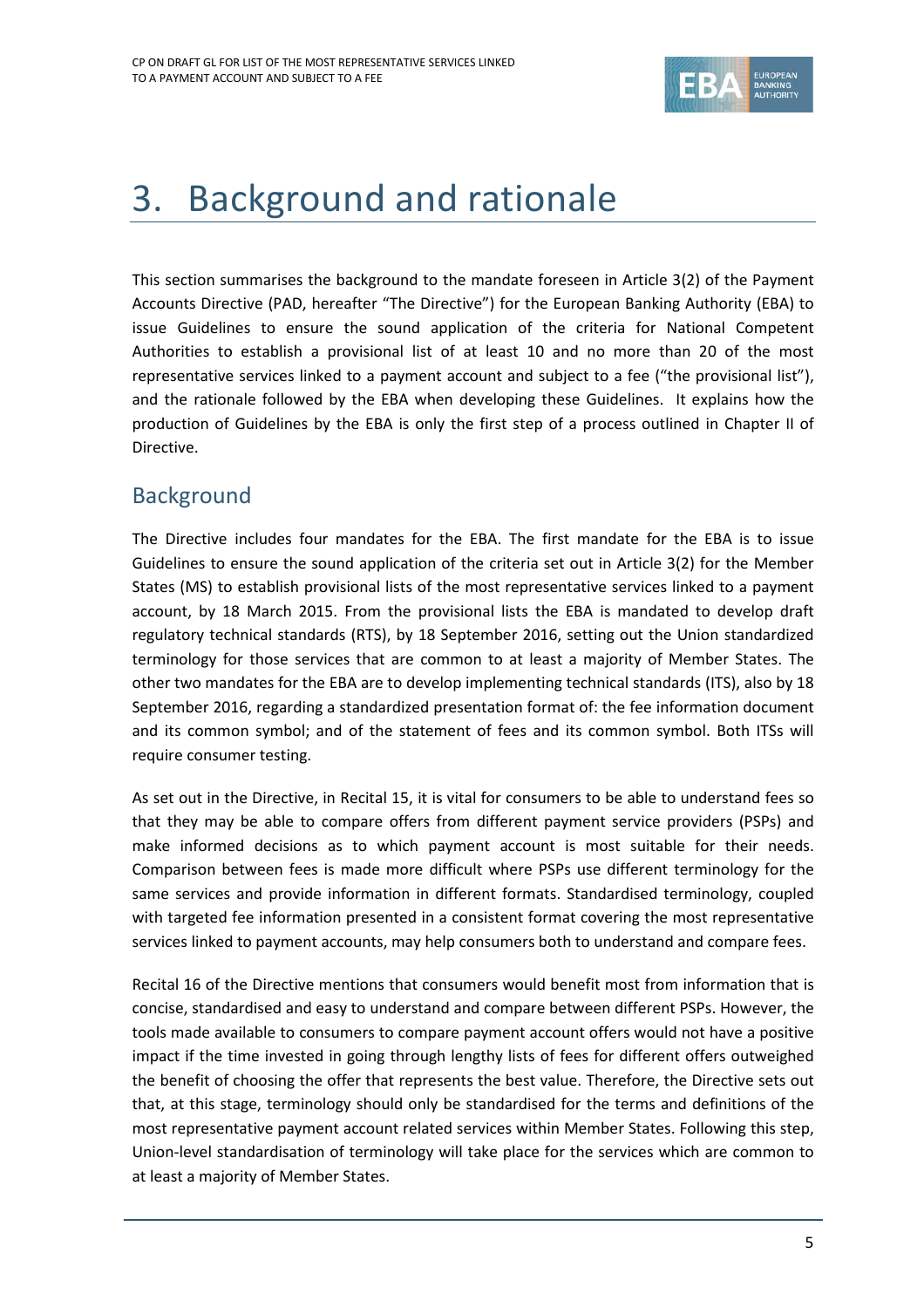# 3. Background and rationale

This section summarises the background to the mandate foreseen in Article 3(2) of the Payment Accounts Directive (PAD, hereafter "The Directive") for the European Banking Authority (EBA) to issue Guidelines to ensure the sound application of the criteria for National Competent Authorities to establish a provisional list of at least 10 and no more than 20 of the most representative services linked to a payment account and subject to a fee ("the provisional list"), and the rationale followed by the EBA when developing these Guidelines. It explains how the production of Guidelines by the EBA is only the first step of a process outlined in Chapter II of Directive.

## Background

The Directive includes four mandates for the EBA. The first mandate for the EBA is to issue Guidelines to ensure the sound application of the criteria set out in Article 3(2) for the Member States (MS) to establish provisional lists of the most representative services linked to a payment account, by 18 March 2015. From the provisional lists the EBA is mandated to develop draft regulatory technical standards (RTS), by 18 September 2016, setting out the Union standardized terminology for those services that are common to at least a majority of Member States. The other two mandates for the EBA are to develop implementing technical standards (ITS), also by 18 September 2016, regarding a standardized presentation format of: the fee information document and its common symbol; and of the statement of fees and its common symbol. Both ITSs will require consumer testing.

As set out in the Directive, in Recital 15, it is vital for consumers to be able to understand fees so that they may be able to compare offers from different payment service providers (PSPs) and make informed decisions as to which payment account is most suitable for their needs. Comparison between fees is made more difficult where PSPs use different terminology for the same services and provide information in different formats. Standardised terminology, coupled with targeted fee information presented in a consistent format covering the most representative services linked to payment accounts, may help consumers both to understand and compare fees.

Recital 16 of the Directive mentions that consumers would benefit most from information that is concise, standardised and easy to understand and compare between different PSPs. However, the tools made available to consumers to compare payment account offers would not have a positive impact if the time invested in going through lengthy lists of fees for different offers outweighed the benefit of choosing the offer that represents the best value. Therefore, the Directive sets out that, at this stage, terminology should only be standardised for the terms and definitions of the most representative payment account related services within Member States. Following this step, Union-level standardisation of terminology will take place for the services which are common to at least a majority of Member States.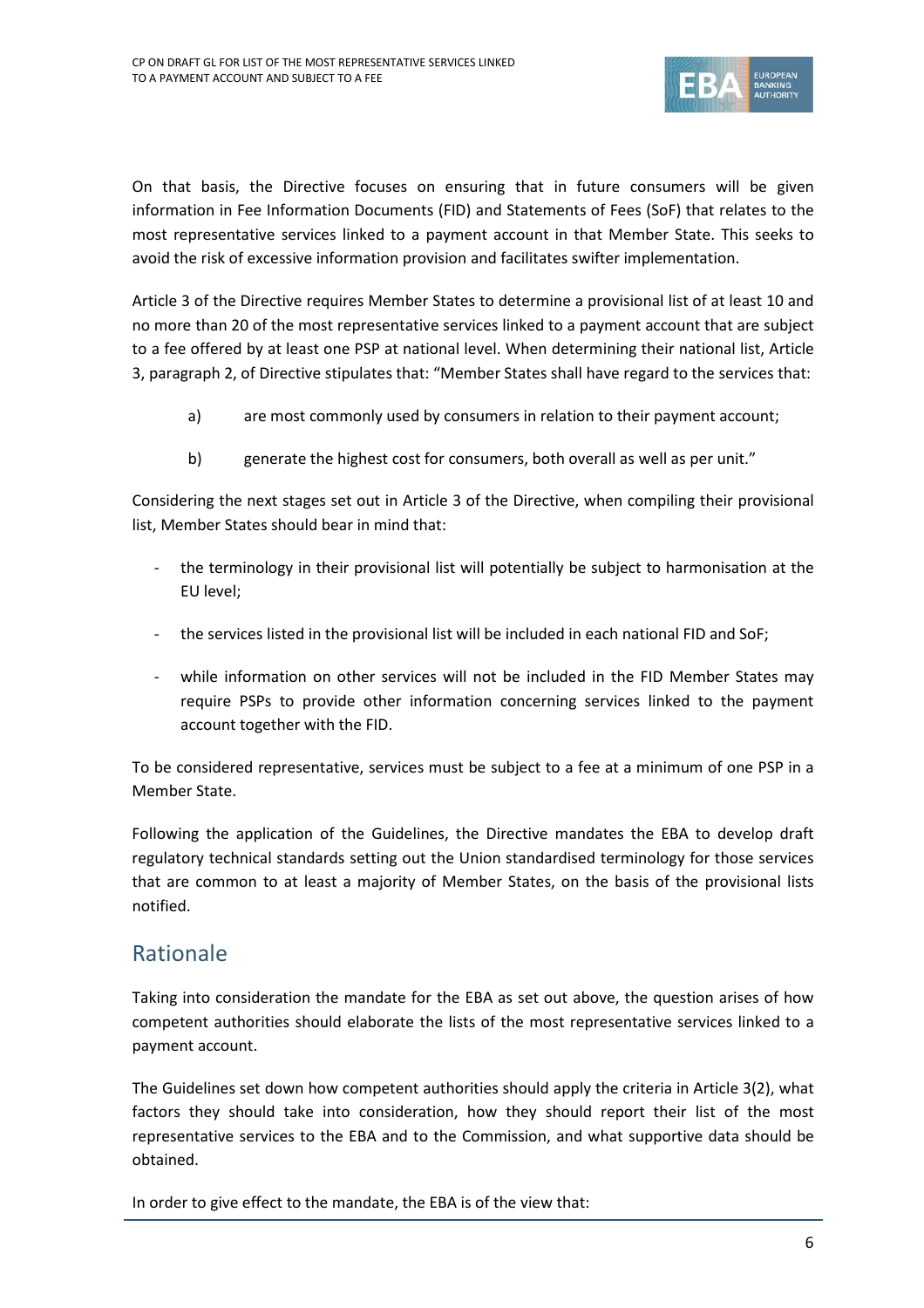On that basis, the Directive focuses on ensuring that in future consumers will be given information in Fee Information Documents (FID) and Statements of Fees (SoF) that relates to the most representative services linked to a payment account in that Member State. This seeks to avoid the risk of excessive information provision and facilitates swifter implementation.

Article 3 of the Directive requires Member States to determine a provisional list of at least 10 and no more than 20 of the most representative services linked to a payment account that are subject to a fee offered by at least one PSP at national level. When determining their national list, Article 3, paragraph 2, of Directive stipulates that: "Member States shall have regard to the services that:

a) are most commonly used by consumers in relation to their payment account;

b) generate the highest cost for consumers, both overall as well as per unit."

Considering the next stages set out in Article 3 of the Directive, when compiling their provisional list, Member States should bear in mind that:

- the terminology in their provisional list will potentially be subject to harmonisation at the EU level;
- the services listed in the provisional list will be included in each national FID and SoF;
- while information on other services will not be included in the FID Member States may require PSPs to provide other information concerning services linked to the payment account together with the FID.

To be considered representative, services must be subject to a fee at a minimum of one PSP in a Member State.

Following the application of the Guidelines, the Directive mandates the EBA to develop draft regulatory technical standards setting out the Union standardised terminology for those services that are common to at least a majority of Member States, on the basis of the provisional lists notified.

## Rationale

Taking into consideration the mandate for the EBA as set out above, the question arises of how competent authorities should elaborate the lists of the most representative services linked to a payment account.

The Guidelines set down how competent authorities should apply the criteria in Article 3(2), what factors they should take into consideration, how they should report their list of the most representative services to the EBA and to the Commission, and what supportive data should be obtained.

In order to give effect to the mandate, the EBA is of the view that: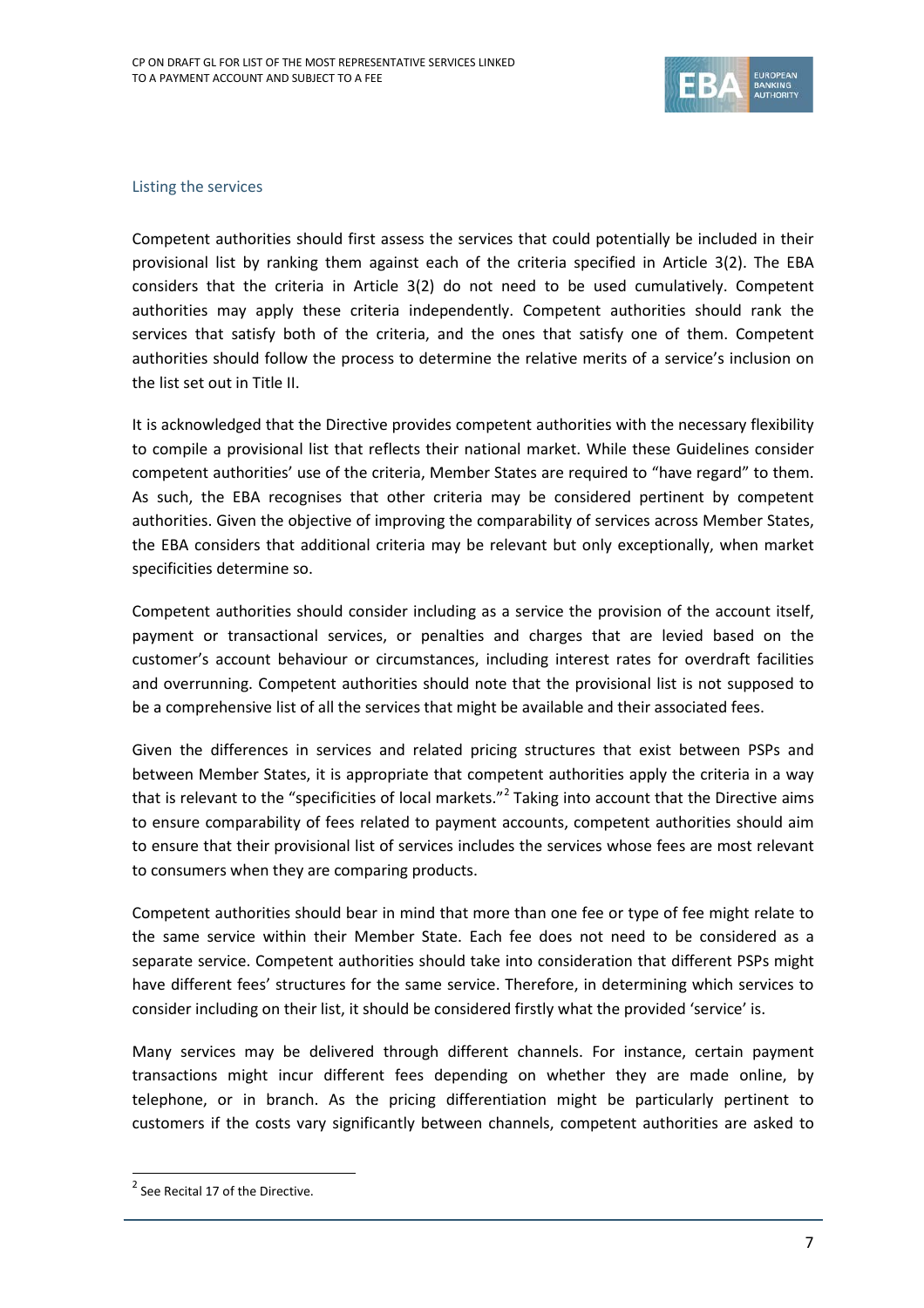### Listing the services

Competent authorities should first assess the services that could potentially be included in their provisional list by ranking them against each of the criteria specified in Article 3(2). The EBA considers that the criteria in Article 3(2) do not need to be used cumulatively. Competent authorities may apply these criteria independently. Competent authorities should rank the services that satisfy both of the criteria, and the ones that satisfy one of them. Competent authorities should follow the process to determine the relative merits of a service's inclusion on the list set out in Title II.

It is acknowledged that the Directive provides competent authorities with the necessary flexibility to compile a provisional list that reflects their national market. While these Guidelines consider competent authorities' use of the criteria, Member States are required to "have regard" to them. As such, the EBA recognises that other criteria may be considered pertinent by competent authorities. Given the objective of improving the comparability of services across Member States, the EBA considers that additional criteria may be relevant but only exceptionally, when market specificities determine so.

Competent authorities should consider including as a service the provision of the account itself, payment or transactional services, or penalties and charges that are levied based on the customer's account behaviour or circumstances, including interest rates for overdraft facilities and overrunning. Competent authorities should note that the provisional list is not supposed to be a comprehensive list of all the services that might be available and their associated fees.

Given the differences in services and related pricing structures that exist between PSPs and between Member States, it is appropriate that competent authorities apply the criteria in a way that is relevant to the "specificities of local markets."[2] Taking into account that the Directive aims to ensure comparability of fees related to payment accounts, competent authorities should aim to ensure that their provisional list of services includes the services whose fees are most relevant to consumers when they are comparing products.

Competent authorities should bear in mind that more than one fee or type of fee might relate to the same service within their Member State. Each fee does not need to be considered as a separate service. Competent authorities should take into consideration that different PSPs might have different fees' structures for the same service. Therefore, in determining which services to consider including on their list, it should be considered firstly what the provided 'service' is.

Many services may be delivered through different channels. For instance, certain payment transactions might incur different fees depending on whether they are made online, by telephone, or in branch. As the pricing differentiation might be particularly pertinent to customers if the costs vary significantly between channels, competent authorities are asked to

[2] See Recital 17 of the Directive.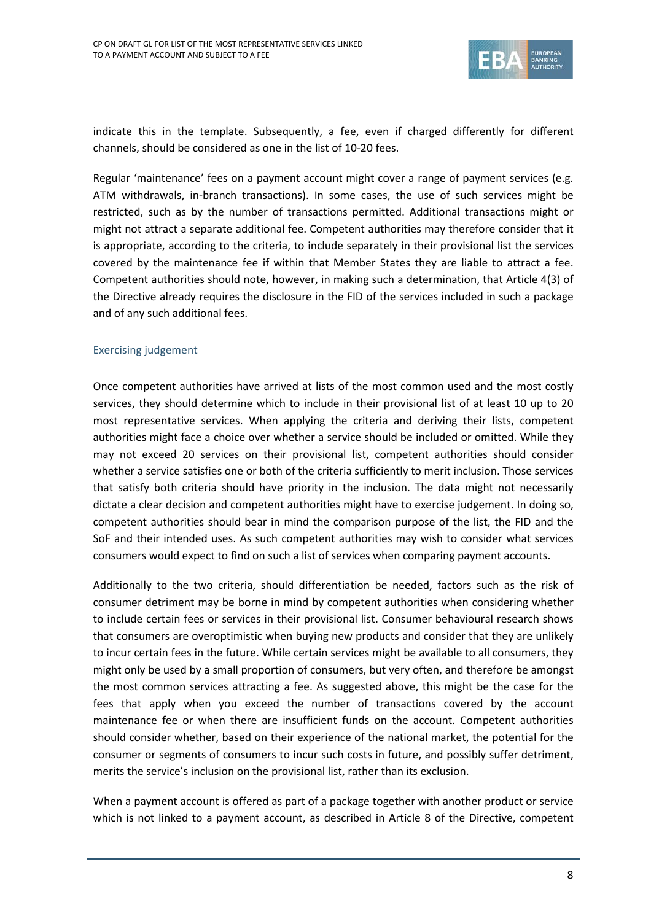indicate this in the template. Subsequently, a fee, even if charged differently for different channels, should be considered as one in the list of 10-20 fees.

Regular 'maintenance' fees on a payment account might cover a range of payment services (e.g. ATM withdrawals, in-branch transactions). In some cases, the use of such services might be restricted, such as by the number of transactions permitted. Additional transactions might or might not attract a separate additional fee. Competent authorities may therefore consider that it is appropriate, according to the criteria, to include separately in their provisional list the services covered by the maintenance fee if within that Member States they are liable to attract a fee. Competent authorities should note, however, in making such a determination, that Article 4(3) of the Directive already requires the disclosure in the FID of the services included in such a package and of any such additional fees.

### Exercising judgement

Once competent authorities have arrived at lists of the most common used and the most costly services, they should determine which to include in their provisional list of at least 10 up to 20 most representative services. When applying the criteria and deriving their lists, competent authorities might face a choice over whether a service should be included or omitted. While they may not exceed 20 services on their provisional list, competent authorities should consider whether a service satisfies one or both of the criteria sufficiently to merit inclusion. Those services that satisfy both criteria should have priority in the inclusion. The data might not necessarily dictate a clear decision and competent authorities might have to exercise judgement. In doing so, competent authorities should bear in mind the comparison purpose of the list, the FID and the SoF and their intended uses. As such competent authorities may wish to consider what services consumers would expect to find on such a list of services when comparing payment accounts.

Additionally to the two criteria, should differentiation be needed, factors such as the risk of consumer detriment may be borne in mind by competent authorities when considering whether to include certain fees or services in their provisional list. Consumer behavioural research shows that consumers are overoptimistic when buying new products and consider that they are unlikely to incur certain fees in the future. While certain services might be available to all consumers, they might only be used by a small proportion of consumers, but very often, and therefore be amongst the most common services attracting a fee. As suggested above, this might be the case for the fees that apply when you exceed the number of transactions covered by the account maintenance fee or when there are insufficient funds on the account. Competent authorities should consider whether, based on their experience of the national market, the potential for the consumer or segments of consumers to incur such costs in future, and possibly suffer detriment, merits the service's inclusion on the provisional list, rather than its exclusion.

When a payment account is offered as part of a package together with another product or service which is not linked to a payment account, as described in Article 8 of the Directive, competent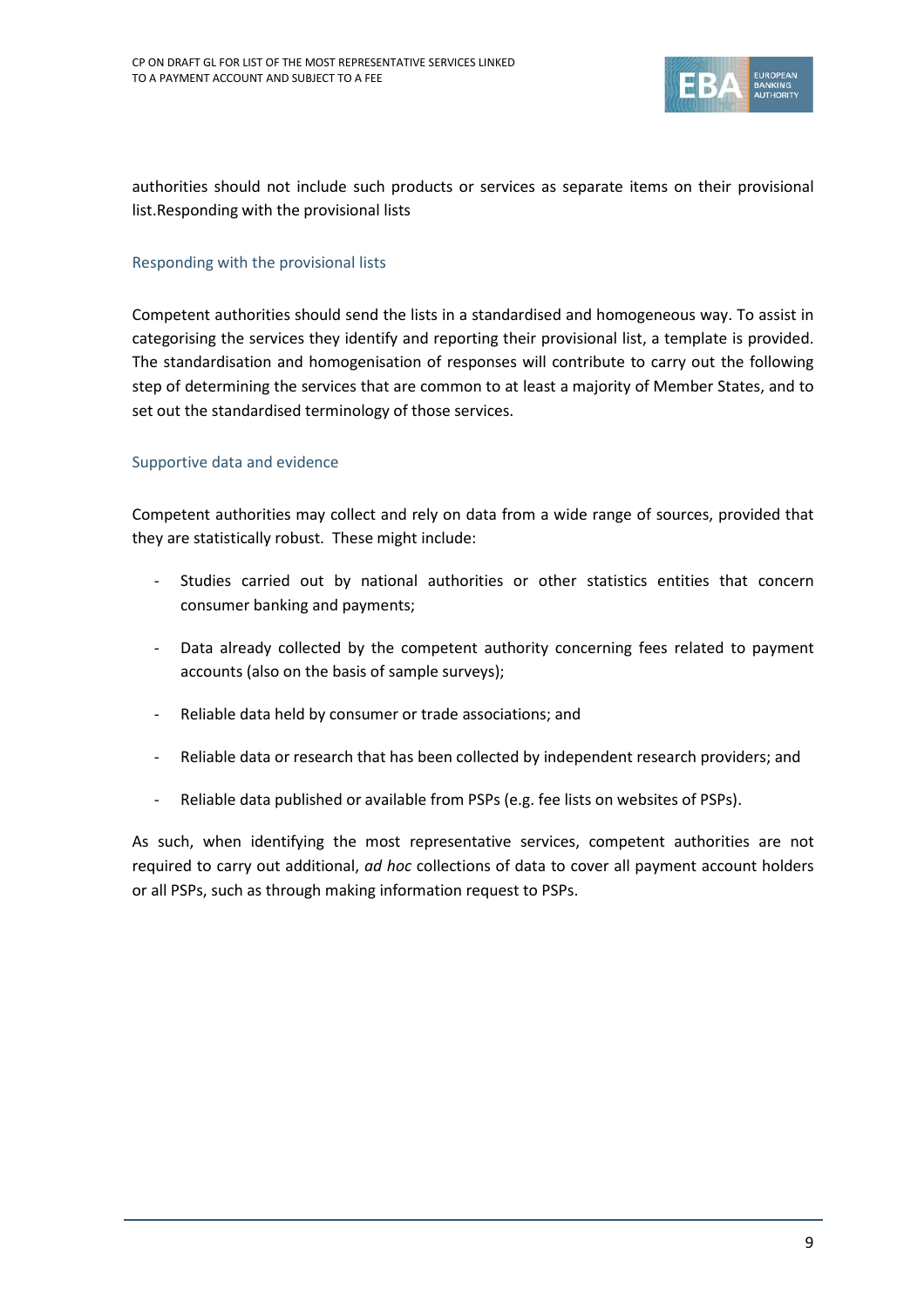authorities should not include such products or services as separate items on their provisional list.Responding with the provisional lists

### Responding with the provisional lists

Competent authorities should send the lists in a standardised and homogeneous way. To assist in categorising the services they identify and reporting their provisional list, a template is provided. The standardisation and homogenisation of responses will contribute to carry out the following step of determining the services that are common to at least a majority of Member States, and to set out the standardised terminology of those services.

### Supportive data and evidence

Competent authorities may collect and rely on data from a wide range of sources, provided that they are statistically robust. These might include:

- Studies carried out by national authorities or other statistics entities that concern consumer banking and payments;
- Data already collected by the competent authority concerning fees related to payment accounts (also on the basis of sample surveys);
- Reliable data held by consumer or trade associations; and
- Reliable data or research that has been collected by independent research providers; and
- Reliable data published or available from PSPs (e.g. fee lists on websites of PSPs).

As such, when identifying the most representative services, competent authorities are not required to carry out additional, *ad hoc* collections of data to cover all payment account holders or all PSPs, such as through making information request to PSPs.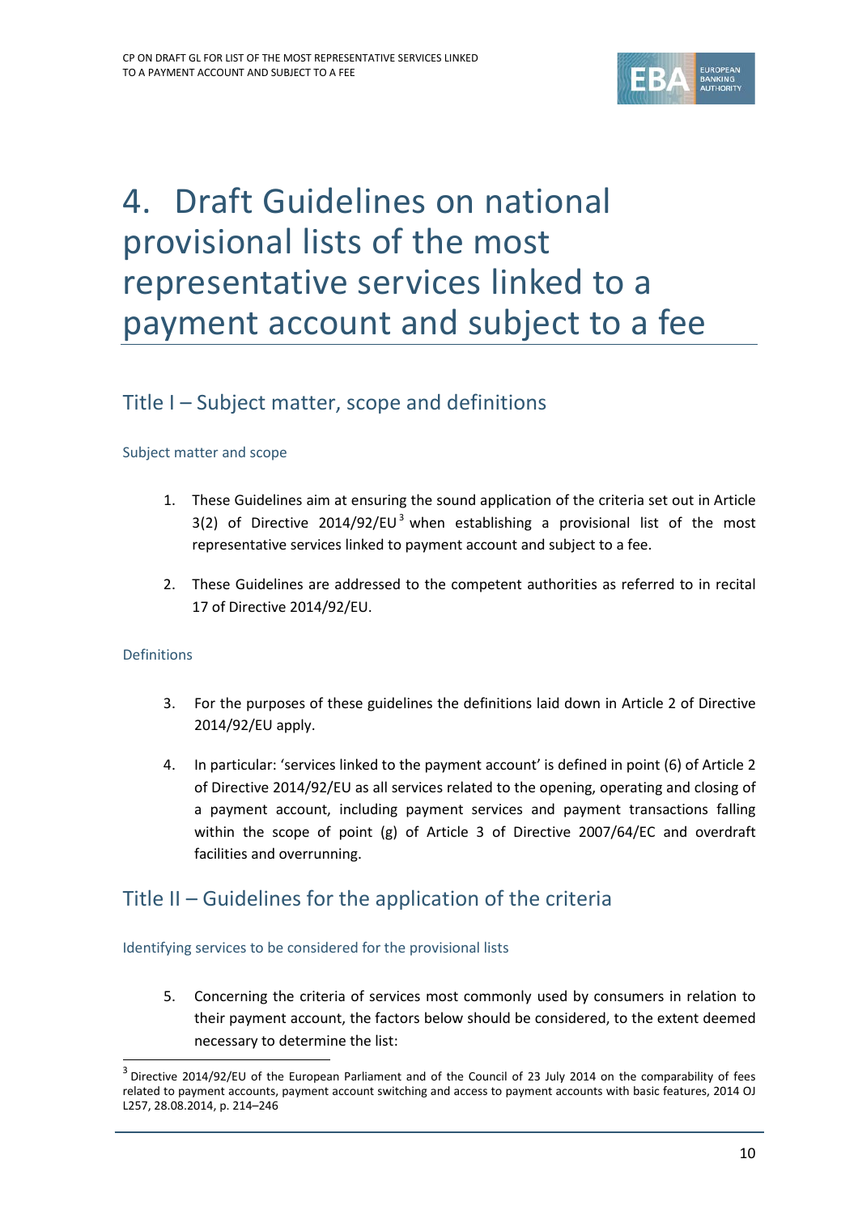# 4. Draft Guidelines on national provisional lists of the most representative services linked to a payment account and subject to a fee

## Title I – Subject matter, scope and definitions

### Subject matter and scope

1. These Guidelines aim at ensuring the sound application of the criteria set out in Article 3(2) of Directive 2014/92/EU[3] when establishing a provisional list of the most representative services linked to payment account and subject to a fee.

2. These Guidelines are addressed to the competent authorities as referred to in recital 17 of Directive 2014/92/EU.

### Definitions

3. For the purposes of these guidelines the definitions laid down in Article 2 of Directive 2014/92/EU apply.

4. In particular: 'services linked to the payment account' is defined in point (6) of Article 2 of Directive 2014/92/EU as all services related to the opening, operating and closing of a payment account, including payment services and payment transactions falling within the scope of point (g) of Article 3 of Directive 2007/64/EC and overdraft facilities and overrunning.

## Title II – Guidelines for the application of the criteria

### Identifying services to be considered for the provisional lists

5. Concerning the criteria of services most commonly used by consumers in relation to their payment account, the factors below should be considered, to the extent deemed necessary to determine the list:

[3] Directive 2014/92/EU of the European Parliament and of the Council of 23 July 2014 on the comparability of fees related to payment accounts, payment account switching and access to payment accounts with basic features, 2014 OJ L257, 28.08.2014, p. 214–246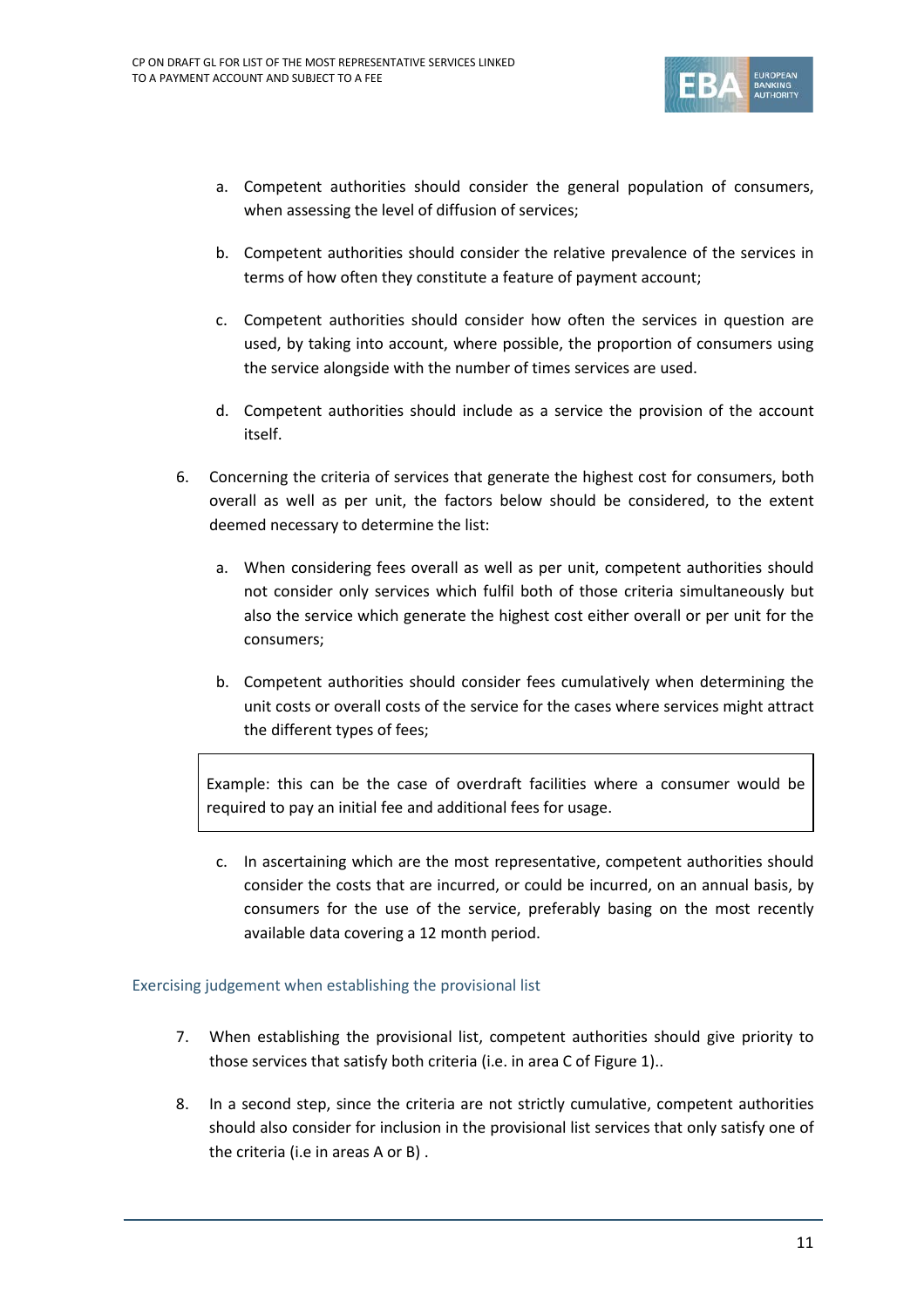a. Competent authorities should consider the general population of consumers, when assessing the level of diffusion of services;

b. Competent authorities should consider the relative prevalence of the services in terms of how often they constitute a feature of payment account;

c. Competent authorities should consider how often the services in question are used, by taking into account, where possible, the proportion of consumers using the service alongside with the number of times services are used.

d. Competent authorities should include as a service the provision of the account itself.

6. Concerning the criteria of services that generate the highest cost for consumers, both overall as well as per unit, the factors below should be considered, to the extent deemed necessary to determine the list:

a. When considering fees overall as well as per unit, competent authorities should not consider only services which fulfil both of those criteria simultaneously but also the service which generate the highest cost either overall or per unit for the consumers;

b. Competent authorities should consider fees cumulatively when determining the unit costs or overall costs of the service for the cases where services might attract the different types of fees;

> Example: this can be the case of overdraft facilities where a consumer would be required to pay an initial fee and additional fees for usage.

c. In ascertaining which are the most representative, competent authorities should consider the costs that are incurred, or could be incurred, on an annual basis, by consumers for the use of the service, preferably basing on the most recently available data covering a 12 month period.

## Exercising judgement when establishing the provisional list

7. When establishing the provisional list, competent authorities should give priority to those services that satisfy both criteria (i.e. in area C of Figure 1)..

8. In a second step, since the criteria are not strictly cumulative, competent authorities should also consider for inclusion in the provisional list services that only satisfy one of the criteria (i.e in areas A or B) .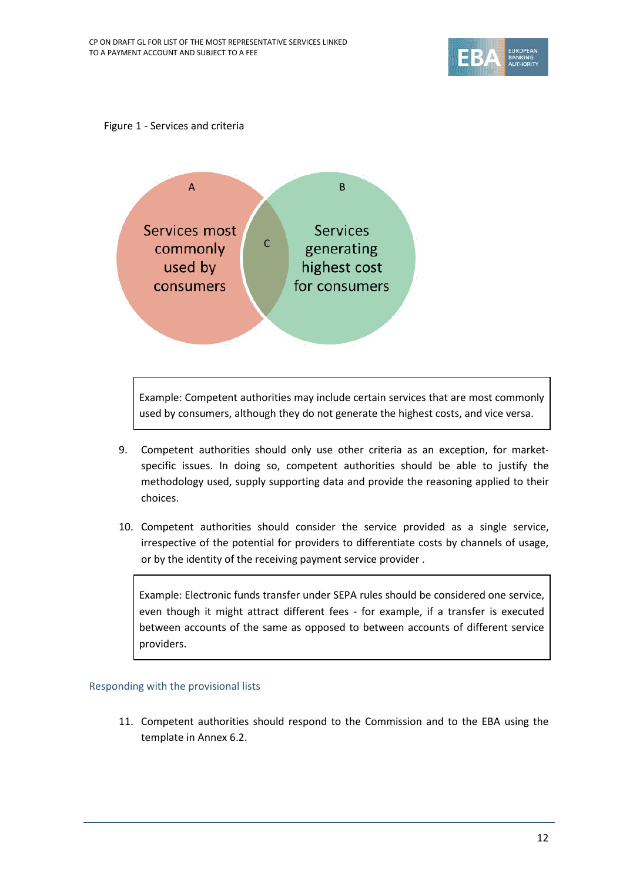Figure 1 - Services and criteria

A — Services most commonly used by consumers

B — Services generating highest cost for consumers

C

> Example: Competent authorities may include certain services that are most commonly used by consumers, although they do not generate the highest costs, and vice versa.

9. Competent authorities should only use other criteria as an exception, for market-specific issues. In doing so, competent authorities should be able to justify the methodology used, supply supporting data and provide the reasoning applied to their choices.

10. Competent authorities should consider the service provided as a single service, irrespective of the potential for providers to differentiate costs by channels of usage, or by the identity of the receiving payment service provider .

> Example: Electronic funds transfer under SEPA rules should be considered one service, even though it might attract different fees - for example, if a transfer is executed between accounts of the same as opposed to between accounts of different service providers.

### Responding with the provisional lists

11. Competent authorities should respond to the Commission and to the EBA using the template in Annex 6.2.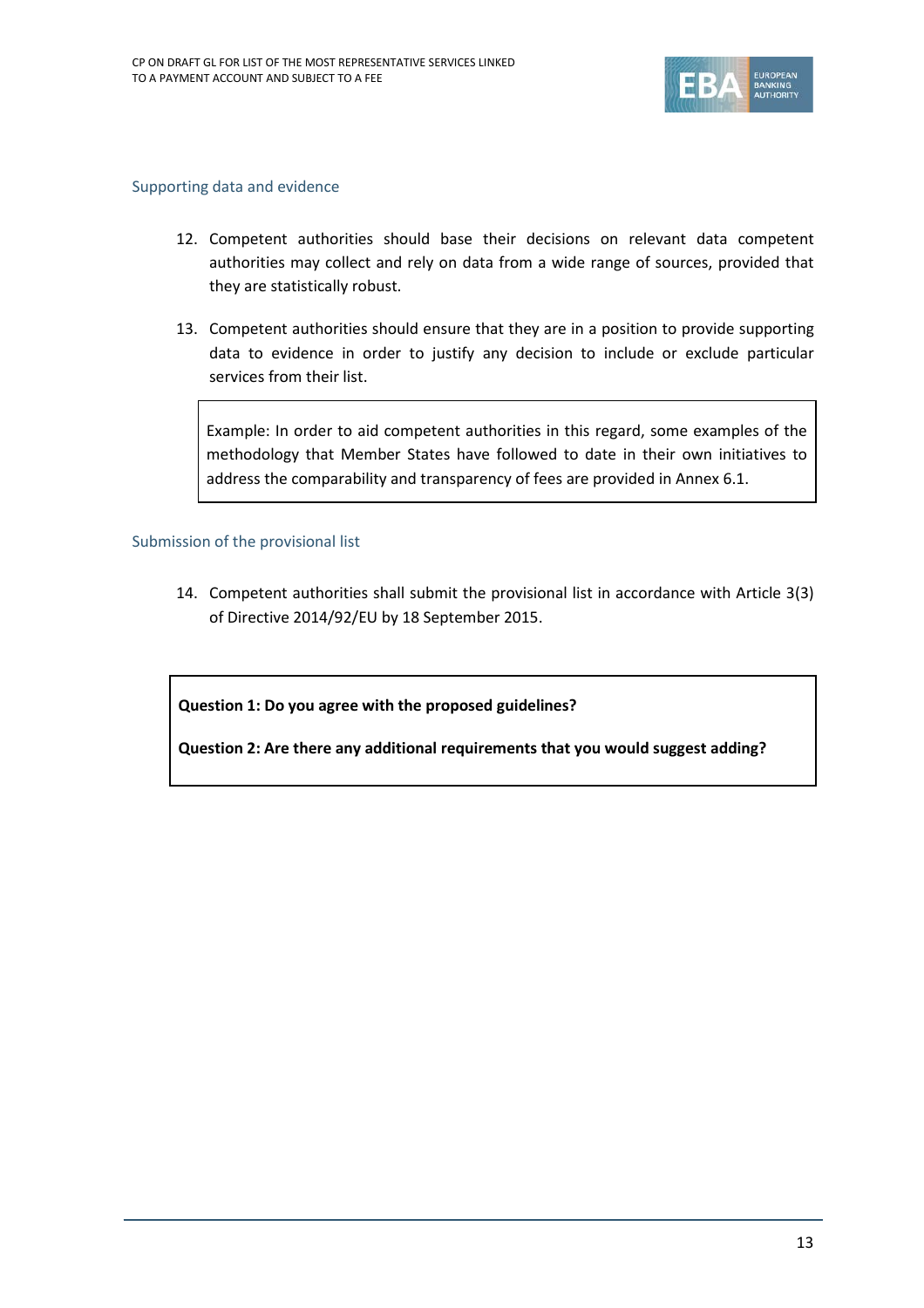### Supporting data and evidence

12. Competent authorities should base their decisions on relevant data competent authorities may collect and rely on data from a wide range of sources, provided that they are statistically robust.

13. Competent authorities should ensure that they are in a position to provide supporting data to evidence in order to justify any decision to include or exclude particular services from their list.

> Example: In order to aid competent authorities in this regard, some examples of the methodology that Member States have followed to date in their own initiatives to address the comparability and transparency of fees are provided in Annex 6.1.

### Submission of the provisional list

14. Competent authorities shall submit the provisional list in accordance with Article 3(3) of Directive 2014/92/EU by 18 September 2015.

**Question 1: Do you agree with the proposed guidelines?**

**Question 2: Are there any additional requirements that you would suggest adding?**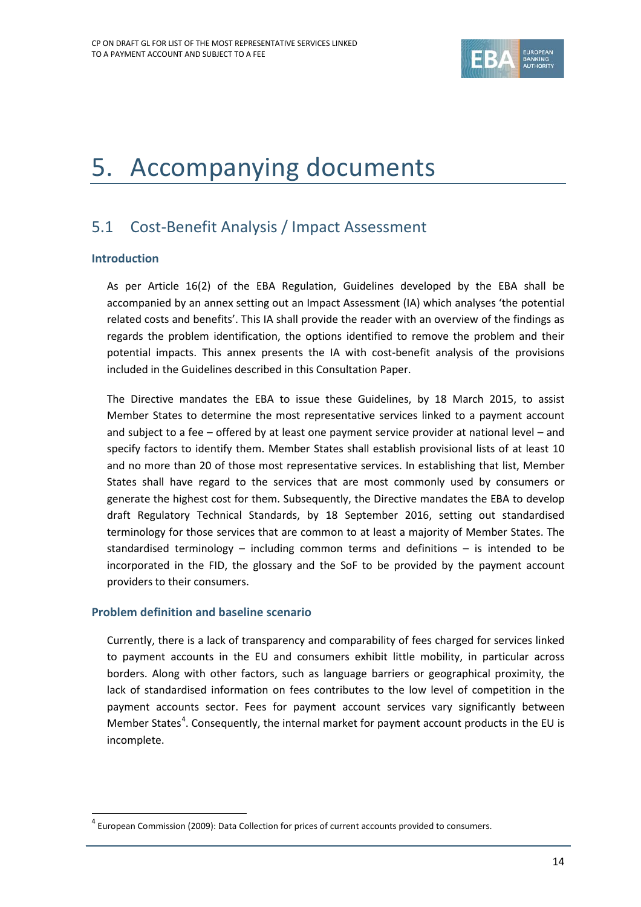# 5. Accompanying documents

## 5.1 Cost-Benefit Analysis / Impact Assessment

### Introduction

As per Article 16(2) of the EBA Regulation, Guidelines developed by the EBA shall be accompanied by an annex setting out an Impact Assessment (IA) which analyses 'the potential related costs and benefits'. This IA shall provide the reader with an overview of the findings as regards the problem identification, the options identified to remove the problem and their potential impacts. This annex presents the IA with cost-benefit analysis of the provisions included in the Guidelines described in this Consultation Paper.

The Directive mandates the EBA to issue these Guidelines, by 18 March 2015, to assist Member States to determine the most representative services linked to a payment account and subject to a fee – offered by at least one payment service provider at national level – and specify factors to identify them. Member States shall establish provisional lists of at least 10 and no more than 20 of those most representative services. In establishing that list, Member States shall have regard to the services that are most commonly used by consumers or generate the highest cost for them. Subsequently, the Directive mandates the EBA to develop draft Regulatory Technical Standards, by 18 September 2016, setting out standardised terminology for those services that are common to at least a majority of Member States. The standardised terminology – including common terms and definitions – is intended to be incorporated in the FID, the glossary and the SoF to be provided by the payment account providers to their consumers.

### Problem definition and baseline scenario

Currently, there is a lack of transparency and comparability of fees charged for services linked to payment accounts in the EU and consumers exhibit little mobility, in particular across borders. Along with other factors, such as language barriers or geographical proximity, the lack of standardised information on fees contributes to the low level of competition in the payment accounts sector. Fees for payment account services vary significantly between Member States[4]. Consequently, the internal market for payment account products in the EU is incomplete.

[4] European Commission (2009): Data Collection for prices of current accounts provided to consumers.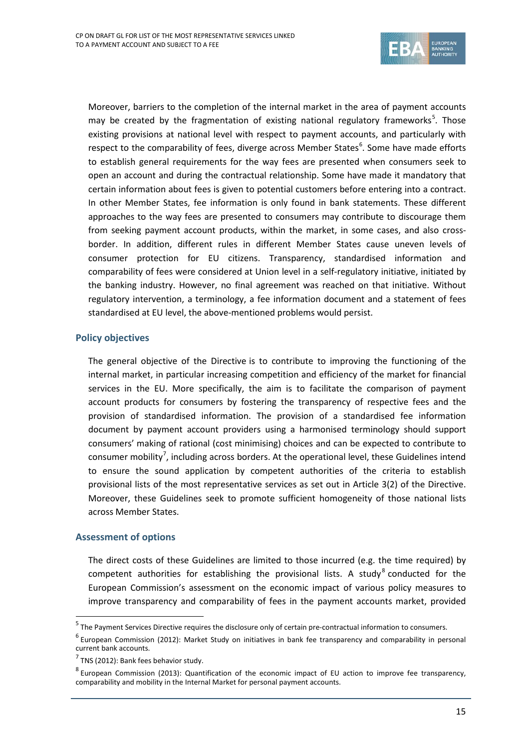Moreover, barriers to the completion of the internal market in the area of payment accounts may be created by the fragmentation of existing national regulatory frameworks[5]. Those existing provisions at national level with respect to payment accounts, and particularly with respect to the comparability of fees, diverge across Member States[6]. Some have made efforts to establish general requirements for the way fees are presented when consumers seek to open an account and during the contractual relationship. Some have made it mandatory that certain information about fees is given to potential customers before entering into a contract. In other Member States, fee information is only found in bank statements. These different approaches to the way fees are presented to consumers may contribute to discourage them from seeking payment account products, within the market, in some cases, and also cross-border. In addition, different rules in different Member States cause uneven levels of consumer protection for EU citizens. Transparency, standardised information and comparability of fees were considered at Union level in a self-regulatory initiative, initiated by the banking industry. However, no final agreement was reached on that initiative. Without regulatory intervention, a terminology, a fee information document and a statement of fees standardised at EU level, the above-mentioned problems would persist.

### Policy objectives

The general objective of the Directive is to contribute to improving the functioning of the internal market, in particular increasing competition and efficiency of the market for financial services in the EU. More specifically, the aim is to facilitate the comparison of payment account products for consumers by fostering the transparency of respective fees and the provision of standardised information. The provision of a standardised fee information document by payment account providers using a harmonised terminology should support consumers' making of rational (cost minimising) choices and can be expected to contribute to consumer mobility[7], including across borders. At the operational level, these Guidelines intend to ensure the sound application by competent authorities of the criteria to establish provisional lists of the most representative services as set out in Article 3(2) of the Directive. Moreover, these Guidelines seek to promote sufficient homogeneity of those national lists across Member States.

### Assessment of options

The direct costs of these Guidelines are limited to those incurred (e.g. the time required) by competent authorities for establishing the provisional lists. A study[8] conducted for the European Commission's assessment on the economic impact of various policy measures to improve transparency and comparability of fees in the payment accounts market, provided

---

[5] The Payment Services Directive requires the disclosure only of certain pre-contractual information to consumers.

[6] European Commission (2012): Market Study on initiatives in bank fee transparency and comparability in personal current bank accounts.

[7] TNS (2012): Bank fees behavior study.

[8] European Commission (2013): Quantification of the economic impact of EU action to improve fee transparency, comparability and mobility in the Internal Market for personal payment accounts.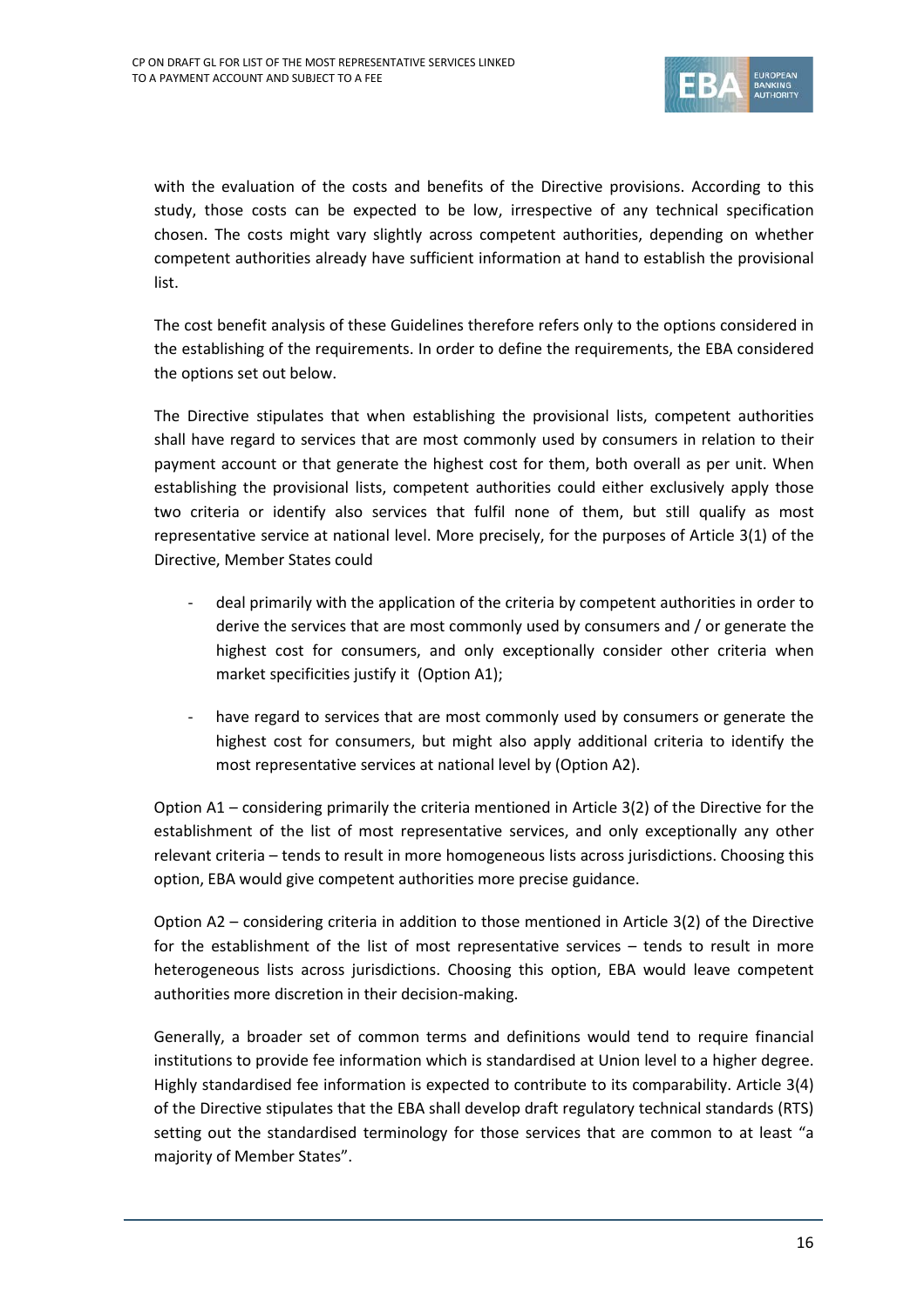with the evaluation of the costs and benefits of the Directive provisions. According to this study, those costs can be expected to be low, irrespective of any technical specification chosen. The costs might vary slightly across competent authorities, depending on whether competent authorities already have sufficient information at hand to establish the provisional list.

The cost benefit analysis of these Guidelines therefore refers only to the options considered in the establishing of the requirements. In order to define the requirements, the EBA considered the options set out below.

The Directive stipulates that when establishing the provisional lists, competent authorities shall have regard to services that are most commonly used by consumers in relation to their payment account or that generate the highest cost for them, both overall as per unit. When establishing the provisional lists, competent authorities could either exclusively apply those two criteria or identify also services that fulfil none of them, but still qualify as most representative service at national level. More precisely, for the purposes of Article 3(1) of the Directive, Member States could

- deal primarily with the application of the criteria by competent authorities in order to derive the services that are most commonly used by consumers and / or generate the highest cost for consumers, and only exceptionally consider other criteria when market specificities justify it (Option A1);
- have regard to services that are most commonly used by consumers or generate the highest cost for consumers, but might also apply additional criteria to identify the most representative services at national level by (Option A2).

Option A1 – considering primarily the criteria mentioned in Article 3(2) of the Directive for the establishment of the list of most representative services, and only exceptionally any other relevant criteria – tends to result in more homogeneous lists across jurisdictions. Choosing this option, EBA would give competent authorities more precise guidance.

Option A2 – considering criteria in addition to those mentioned in Article 3(2) of the Directive for the establishment of the list of most representative services – tends to result in more heterogeneous lists across jurisdictions. Choosing this option, EBA would leave competent authorities more discretion in their decision-making.

Generally, a broader set of common terms and definitions would tend to require financial institutions to provide fee information which is standardised at Union level to a higher degree. Highly standardised fee information is expected to contribute to its comparability. Article 3(4) of the Directive stipulates that the EBA shall develop draft regulatory technical standards (RTS) setting out the standardised terminology for those services that are common to at least "a majority of Member States".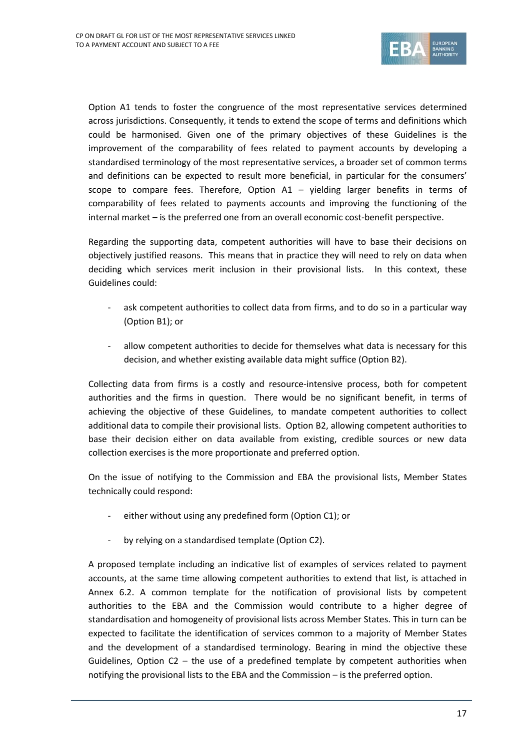Option A1 tends to foster the congruence of the most representative services determined across jurisdictions. Consequently, it tends to extend the scope of terms and definitions which could be harmonised. Given one of the primary objectives of these Guidelines is the improvement of the comparability of fees related to payment accounts by developing a standardised terminology of the most representative services, a broader set of common terms and definitions can be expected to result more beneficial, in particular for the consumers' scope to compare fees. Therefore, Option A1 – yielding larger benefits in terms of comparability of fees related to payments accounts and improving the functioning of the internal market – is the preferred one from an overall economic cost-benefit perspective.

Regarding the supporting data, competent authorities will have to base their decisions on objectively justified reasons. This means that in practice they will need to rely on data when deciding which services merit inclusion in their provisional lists. In this context, these Guidelines could:

- ask competent authorities to collect data from firms, and to do so in a particular way (Option B1); or
- allow competent authorities to decide for themselves what data is necessary for this decision, and whether existing available data might suffice (Option B2).

Collecting data from firms is a costly and resource-intensive process, both for competent authorities and the firms in question. There would be no significant benefit, in terms of achieving the objective of these Guidelines, to mandate competent authorities to collect additional data to compile their provisional lists. Option B2, allowing competent authorities to base their decision either on data available from existing, credible sources or new data collection exercises is the more proportionate and preferred option.

On the issue of notifying to the Commission and EBA the provisional lists, Member States technically could respond:

- either without using any predefined form (Option C1); or
- by relying on a standardised template (Option C2).

A proposed template including an indicative list of examples of services related to payment accounts, at the same time allowing competent authorities to extend that list, is attached in Annex 6.2. A common template for the notification of provisional lists by competent authorities to the EBA and the Commission would contribute to a higher degree of standardisation and homogeneity of provisional lists across Member States. This in turn can be expected to facilitate the identification of services common to a majority of Member States and the development of a standardised terminology. Bearing in mind the objective these Guidelines, Option C2 – the use of a predefined template by competent authorities when notifying the provisional lists to the EBA and the Commission – is the preferred option.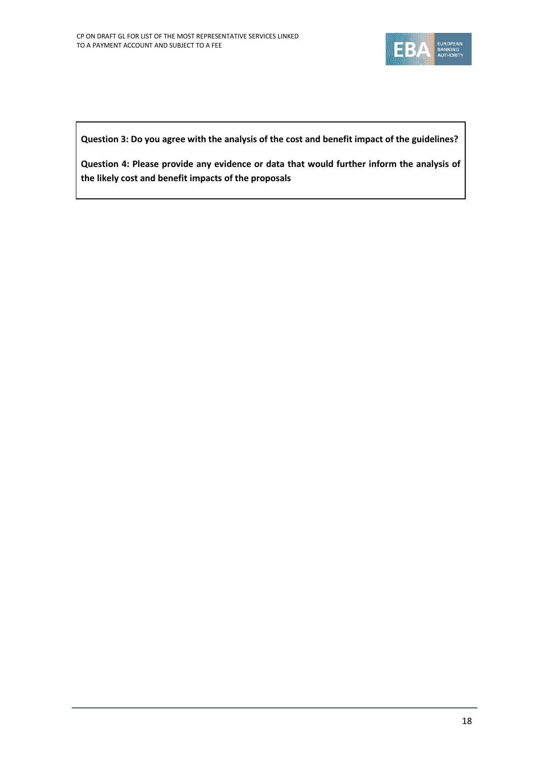**Question 3: Do you agree with the analysis of the cost and benefit impact of the guidelines?**

**Question 4: Please provide any evidence or data that would further inform the analysis of the likely cost and benefit impacts of the proposals**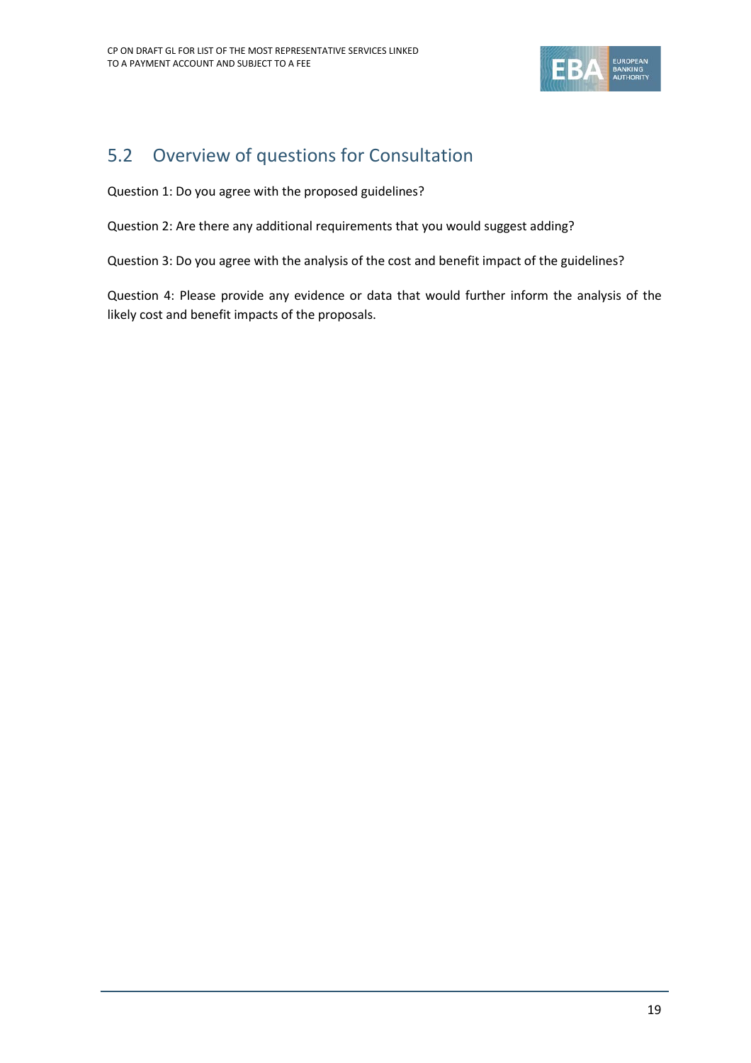## 5.2 Overview of questions for Consultation

Question 1: Do you agree with the proposed guidelines?

Question 2: Are there any additional requirements that you would suggest adding?

Question 3: Do you agree with the analysis of the cost and benefit impact of the guidelines?

Question 4: Please provide any evidence or data that would further inform the analysis of the likely cost and benefit impacts of the proposals.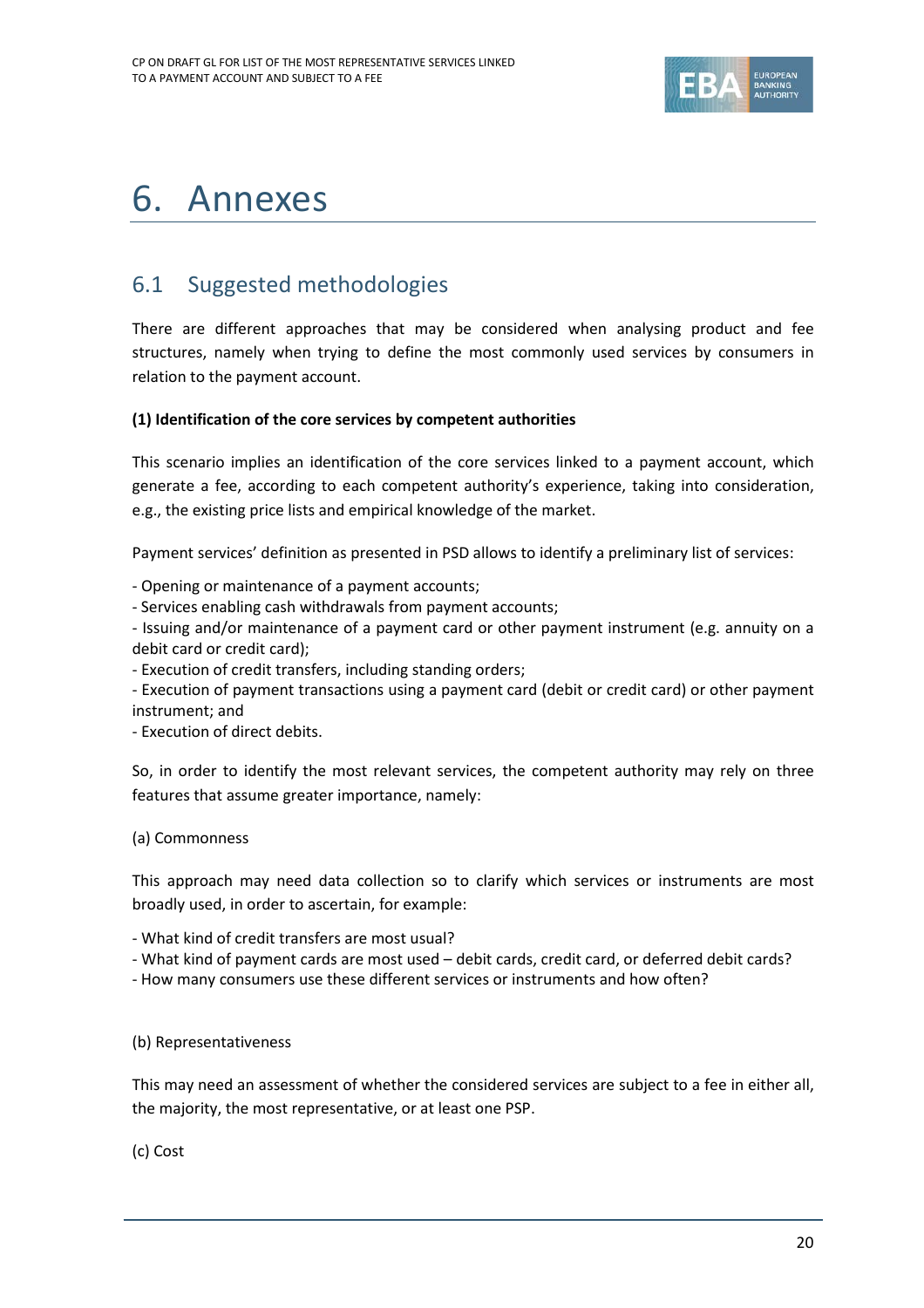# 6. Annexes

## 6.1 Suggested methodologies

There are different approaches that may be considered when analysing product and fee structures, namely when trying to define the most commonly used services by consumers in relation to the payment account.

**(1) Identification of the core services by competent authorities**

This scenario implies an identification of the core services linked to a payment account, which generate a fee, according to each competent authority's experience, taking into consideration, e.g., the existing price lists and empirical knowledge of the market.

Payment services' definition as presented in PSD allows to identify a preliminary list of services:

- Opening or maintenance of a payment accounts;
- Services enabling cash withdrawals from payment accounts;
- Issuing and/or maintenance of a payment card or other payment instrument (e.g. annuity on a debit card or credit card);
- Execution of credit transfers, including standing orders;
- Execution of payment transactions using a payment card (debit or credit card) or other payment instrument; and
- Execution of direct debits.

So, in order to identify the most relevant services, the competent authority may rely on three features that assume greater importance, namely:

(a) Commonness

This approach may need data collection so to clarify which services or instruments are most broadly used, in order to ascertain, for example:

- What kind of credit transfers are most usual?
- What kind of payment cards are most used – debit cards, credit card, or deferred debit cards?
- How many consumers use these different services or instruments and how often?

(b) Representativeness

This may need an assessment of whether the considered services are subject to a fee in either all, the majority, the most representative, or at least one PSP.

(c) Cost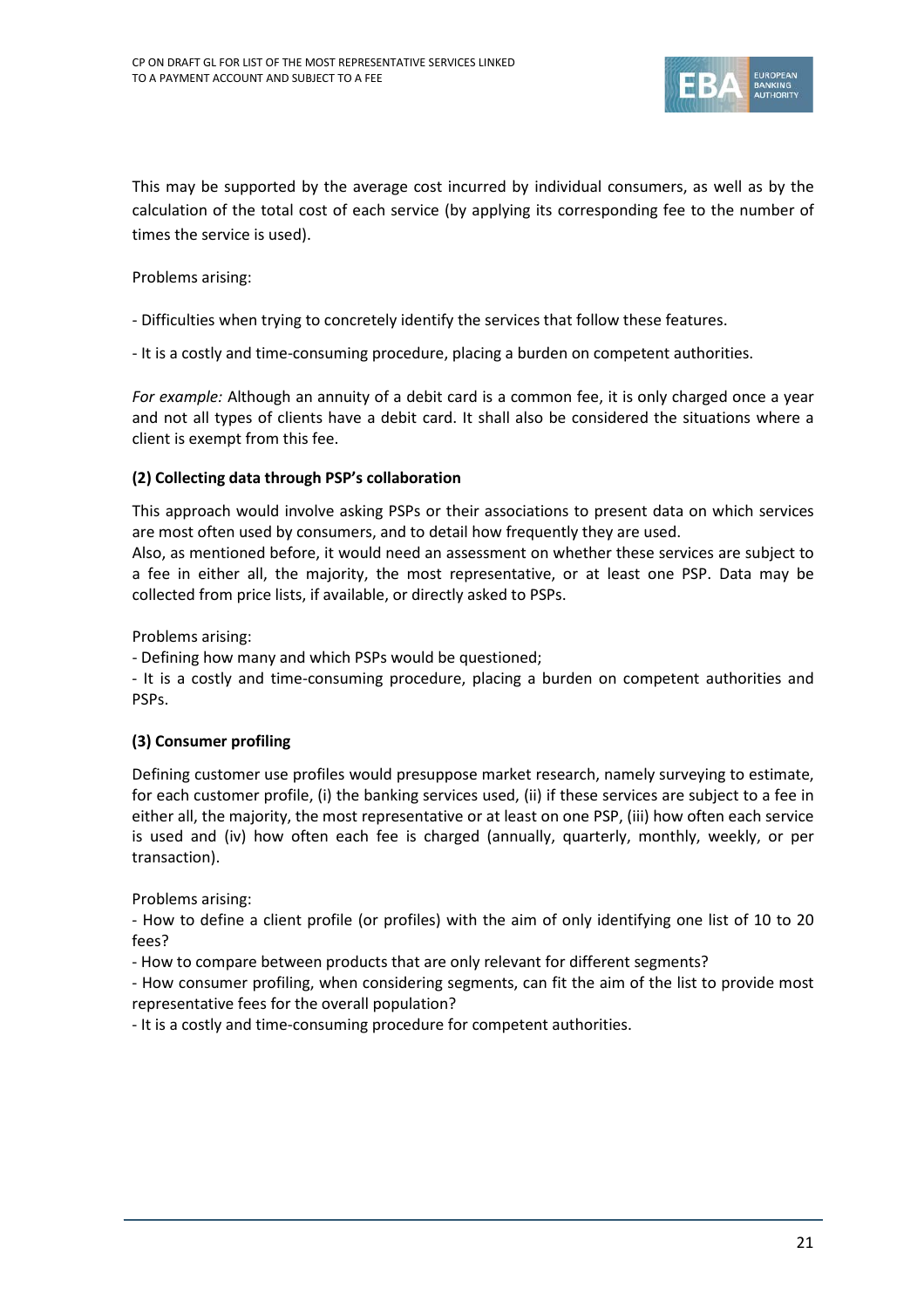This may be supported by the average cost incurred by individual consumers, as well as by the calculation of the total cost of each service (by applying its corresponding fee to the number of times the service is used).

Problems arising:

- Difficulties when trying to concretely identify the services that follow these features.

- It is a costly and time-consuming procedure, placing a burden on competent authorities.

*For example:* Although an annuity of a debit card is a common fee, it is only charged once a year and not all types of clients have a debit card. It shall also be considered the situations where a client is exempt from this fee.

**(2) Collecting data through PSP's collaboration**

This approach would involve asking PSPs or their associations to present data on which services are most often used by consumers, and to detail how frequently they are used.
Also, as mentioned before, it would need an assessment on whether these services are subject to a fee in either all, the majority, the most representative, or at least one PSP. Data may be collected from price lists, if available, or directly asked to PSPs.

Problems arising:
- Defining how many and which PSPs would be questioned;
- It is a costly and time-consuming procedure, placing a burden on competent authorities and PSPs.

**(3) Consumer profiling**

Defining customer use profiles would presuppose market research, namely surveying to estimate, for each customer profile, (i) the banking services used, (ii) if these services are subject to a fee in either all, the majority, the most representative or at least on one PSP, (iii) how often each service is used and (iv) how often each fee is charged (annually, quarterly, monthly, weekly, or per transaction).

Problems arising:
- How to define a client profile (or profiles) with the aim of only identifying one list of 10 to 20 fees?
- How to compare between products that are only relevant for different segments?
- How consumer profiling, when considering segments, can fit the aim of the list to provide most representative fees for the overall population?
- It is a costly and time-consuming procedure for competent authorities.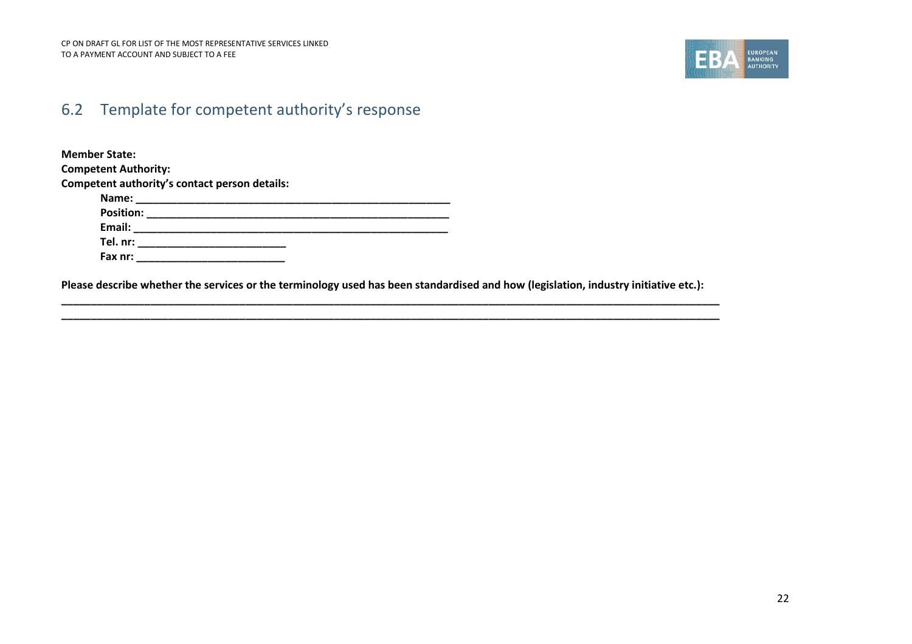## 6.2 Template for competent authority's response

**Member State:**

**Competent Authority:**

**Competent authority's contact person details:**

- **Name: ______________________________________________________**
- **Position: ___________________________________________________**
- **Email: ______________________________________________________**
- **Tel. nr: __________________________**
- **Fax nr: __________________________**

**Please describe whether the services or the terminology used has been standardised and how (legislation, industry initiative etc.):**

________________________________________________________________________________________________________________________

________________________________________________________________________________________________________________________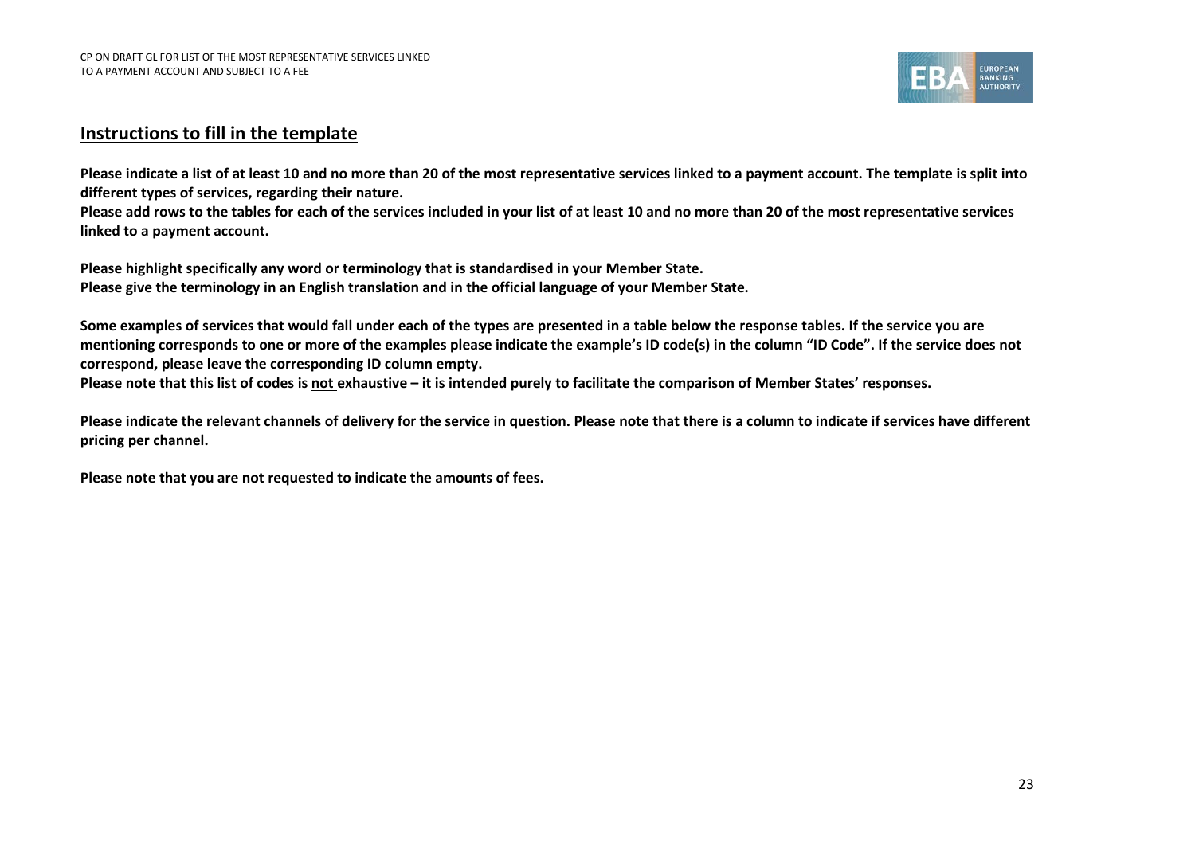## Instructions to fill in the template

**Please indicate a list of at least 10 and no more than 20 of the most representative services linked to a payment account. The template is split into different types of services, regarding their nature.**

**Please add rows to the tables for each of the services included in your list of at least 10 and no more than 20 of the most representative services linked to a payment account.**

**Please highlight specifically any word or terminology that is standardised in your Member State.**

**Please give the terminology in an English translation and in the official language of your Member State.**

**Some examples of services that would fall under each of the types are presented in a table below the response tables. If the service you are mentioning corresponds to one or more of the examples please indicate the example's ID code(s) in the column "ID Code". If the service does not correspond, please leave the corresponding ID column empty.**

**Please note that this list of codes is <u>not</u> exhaustive – it is intended purely to facilitate the comparison of Member States' responses.**

**Please indicate the relevant channels of delivery for the service in question. Please note that there is a column to indicate if services have different pricing per channel.**

**Please note that you are not requested to indicate the amounts of fees.**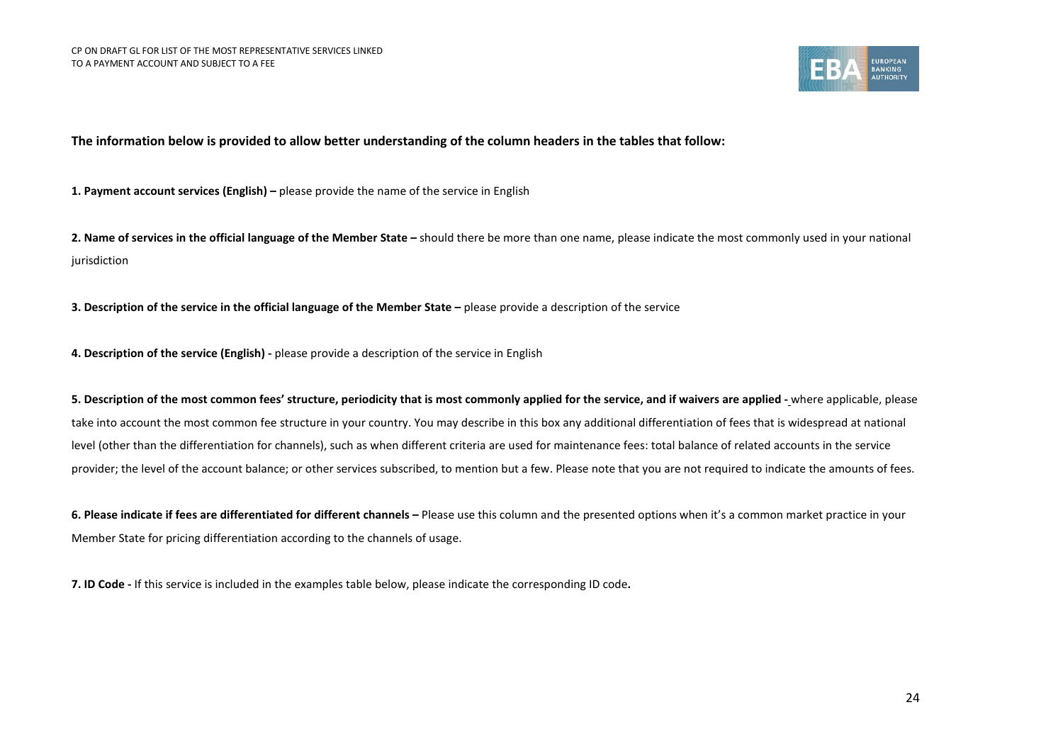**The information below is provided to allow better understanding of the column headers in the tables that follow:**

**1. Payment account services (English) –** please provide the name of the service in English

**2. Name of services in the official language of the Member State –** should there be more than one name, please indicate the most commonly used in your national jurisdiction

**3. Description of the service in the official language of the Member State –** please provide a description of the service

**4. Description of the service (English) -** please provide a description of the service in English

**5. Description of the most common fees' structure, periodicity that is most commonly applied for the service, and if waivers are applied -** where applicable, please take into account the most common fee structure in your country. You may describe in this box any additional differentiation of fees that is widespread at national level (other than the differentiation for channels), such as when different criteria are used for maintenance fees: total balance of related accounts in the service provider; the level of the account balance; or other services subscribed, to mention but a few. Please note that you are not required to indicate the amounts of fees.

**6. Please indicate if fees are differentiated for different channels –** Please use this column and the presented options when it's a common market practice in your Member State for pricing differentiation according to the channels of usage.

**7. ID Code -** If this service is included in the examples table below, please indicate the corresponding ID code**.**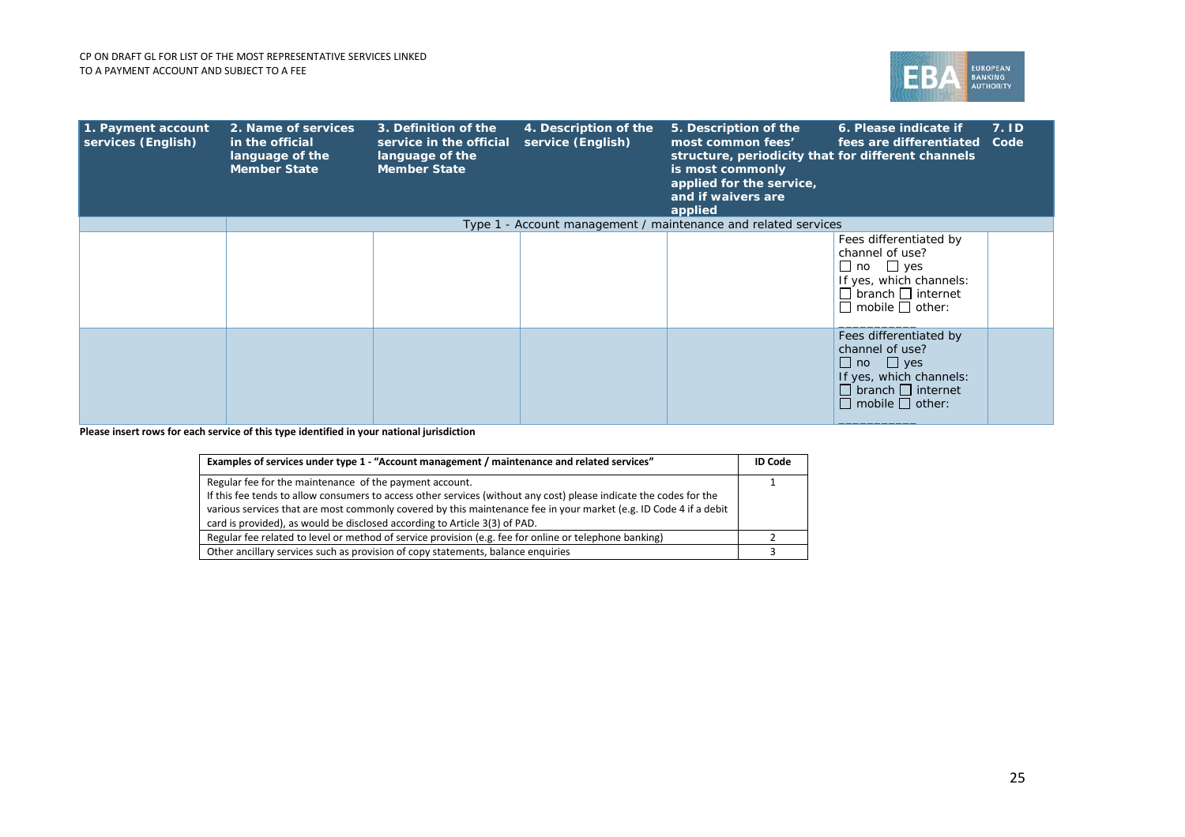| 1. Payment account services (English) | 2. Name of services in the official language of the Member State | 3. Definition of the service in the official language of the Member State | 4. Description of the service (English) | 5. Description of the most common fees' structure, periodicity that is most commonly applied for the service, and if waivers are applied | 6. Please indicate if fees are differentiated for different channels | 7. ID Code |
|---|---|---|---|---|---|---|
| | Type 1 - Account management / maintenance and related services | | | | | |
| | | | | | Fees differentiated by channel of use? ☐ no ☐ yes If yes, which channels: ☐ branch ☐ internet ☐ mobile ☐ other: ___________ | |
| | | | | | Fees differentiated by channel of use? ☐ no ☐ yes If yes, which channels: ☐ branch ☐ internet ☐ mobile ☐ other: ___________ | |

**Please insert rows for each service of this type identified in your national jurisdiction**

| Examples of services under type 1 - "Account management / maintenance and related services" | ID Code |
|---|---|
| Regular fee for the maintenance of the payment account. If this fee tends to allow consumers to access other services (without any cost) please indicate the codes for the various services that are most commonly covered by this maintenance fee in your market (e.g. ID Code 4 if a debit card is provided), as would be disclosed according to Article 3(3) of PAD. | 1 |
| Regular fee related to level or method of service provision (e.g. fee for online or telephone banking) | 2 |
| Other ancillary services such as provision of copy statements, balance enquiries | 3 |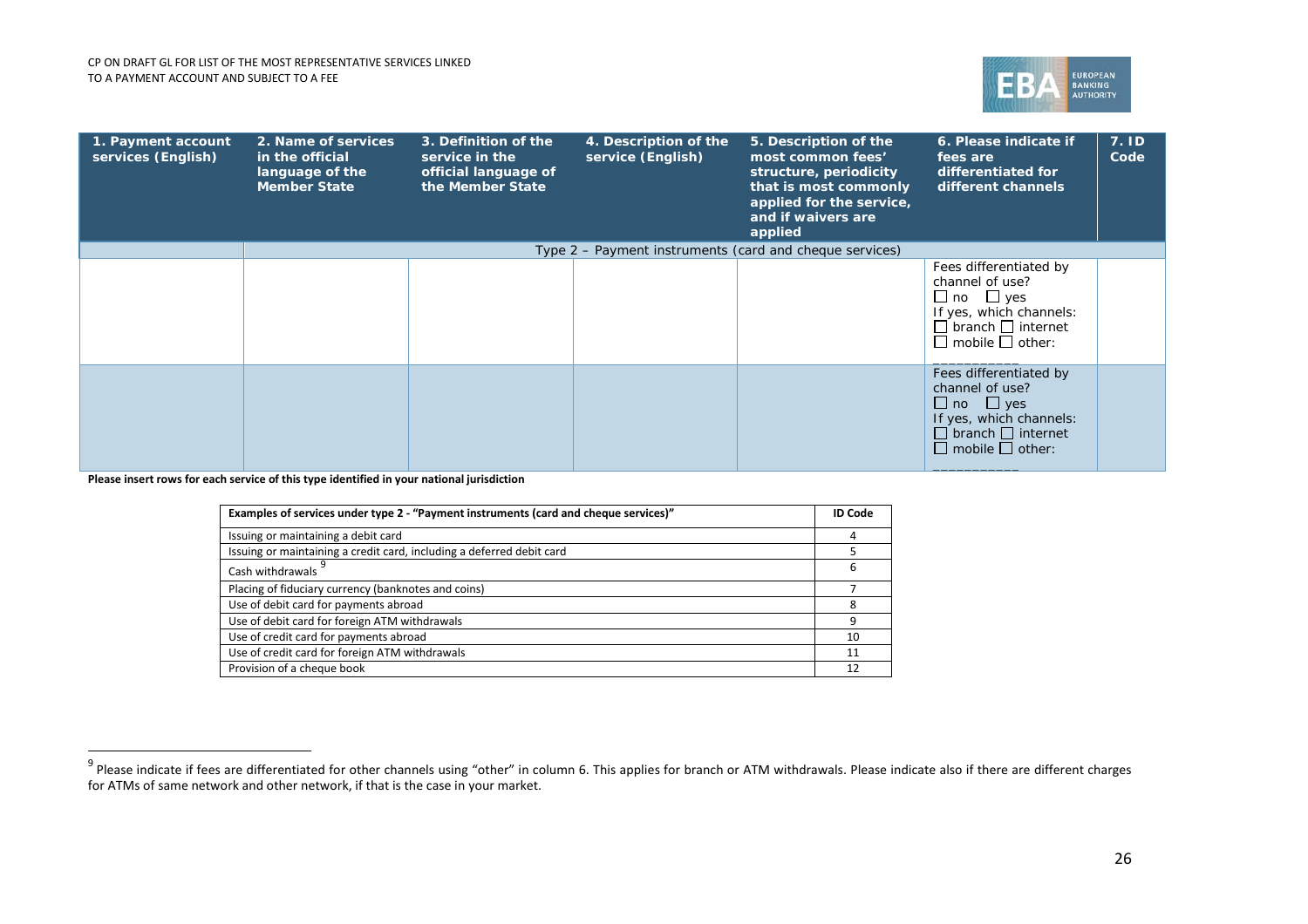| 1. Payment account services (English) | 2. Name of services in the official language of the Member State | 3. Definition of the service in the official language of the Member State | 4. Description of the service (English) | 5. Description of the most common fees' structure, periodicity that is most commonly applied for the service, and if waivers are applied | 6. Please indicate if fees are differentiated for different channels | 7. ID Code |
|---|---|---|---|---|---|---|
| | Type 2 – Payment instruments (card and cheque services) | | | | | |
| | | | | | Fees differentiated by channel of use? ☐ no ☐ yes If yes, which channels: ☐ branch ☐ internet ☐ mobile ☐ other: ___________ | |
| | | | | | Fees differentiated by channel of use? ☐ no ☐ yes If yes, which channels: ☐ branch ☐ internet ☐ mobile ☐ other: ___________ | |

**Please insert rows for each service of this type identified in your national jurisdiction**

| Examples of services under type 2 - "Payment instruments (card and cheque services)" | ID Code |
|---|---|
| Issuing or maintaining a debit card | 4 |
| Issuing or maintaining a credit card, including a deferred debit card | 5 |
| Cash withdrawals [9] | 6 |
| Placing of fiduciary currency (banknotes and coins) | 7 |
| Use of debit card for payments abroad | 8 |
| Use of debit card for foreign ATM withdrawals | 9 |
| Use of credit card for payments abroad | 10 |
| Use of credit card for foreign ATM withdrawals | 11 |
| Provision of a cheque book | 12 |

[9] Please indicate if fees are differentiated for other channels using "other" in column 6. This applies for branch or ATM withdrawals. Please indicate also if there are different charges for ATMs of same network and other network, if that is the case in your market.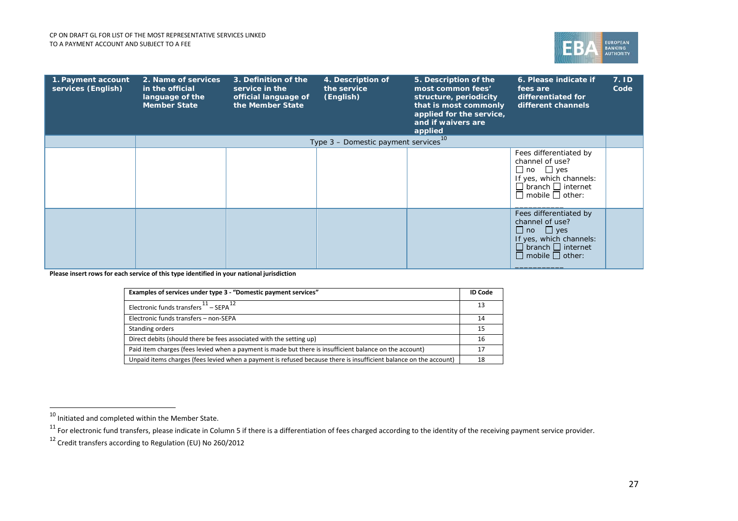| 1. Payment account services (English) | 2. Name of services in the official language of the Member State | 3. Definition of the service in the official language of the Member State | 4. Description of the service (English) | 5. Description of the most common fees' structure, periodicity that is most commonly applied for the service, and if waivers are applied | 6. Please indicate if fees are differentiated for different channels | 7. ID Code |
|---|---|---|---|---|---|---|
| | Type 3 – Domestic payment services[10] | | | | | |
| | | | | | Fees differentiated by channel of use? ☐ no ☐ yes If yes, which channels: ☐ branch ☐ internet ☐ mobile ☐ other: ___________ | |
| | | | | | Fees differentiated by channel of use? ☐ no ☐ yes If yes, which channels: ☐ branch ☐ internet ☐ mobile ☐ other: ___________ | |

**Please insert rows for each service of this type identified in your national jurisdiction**

| Examples of services under type 3 - "Domestic payment services" | ID Code |
|---|---|
| Electronic funds transfers[11] – SEPA[12] | 13 |
| Electronic funds transfers – non-SEPA | 14 |
| Standing orders | 15 |
| Direct debits (should there be fees associated with the setting up) | 16 |
| Paid item charges (fees levied when a payment is made but there is insufficient balance on the account) | 17 |
| Unpaid items charges (fees levied when a payment is refused because there is insufficient balance on the account) | 18 |

[10] Initiated and completed within the Member State.

[11] For electronic fund transfers, please indicate in Column 5 if there is a differentiation of fees charged according to the identity of the receiving payment service provider.

[12] Credit transfers according to Regulation (EU) No 260/2012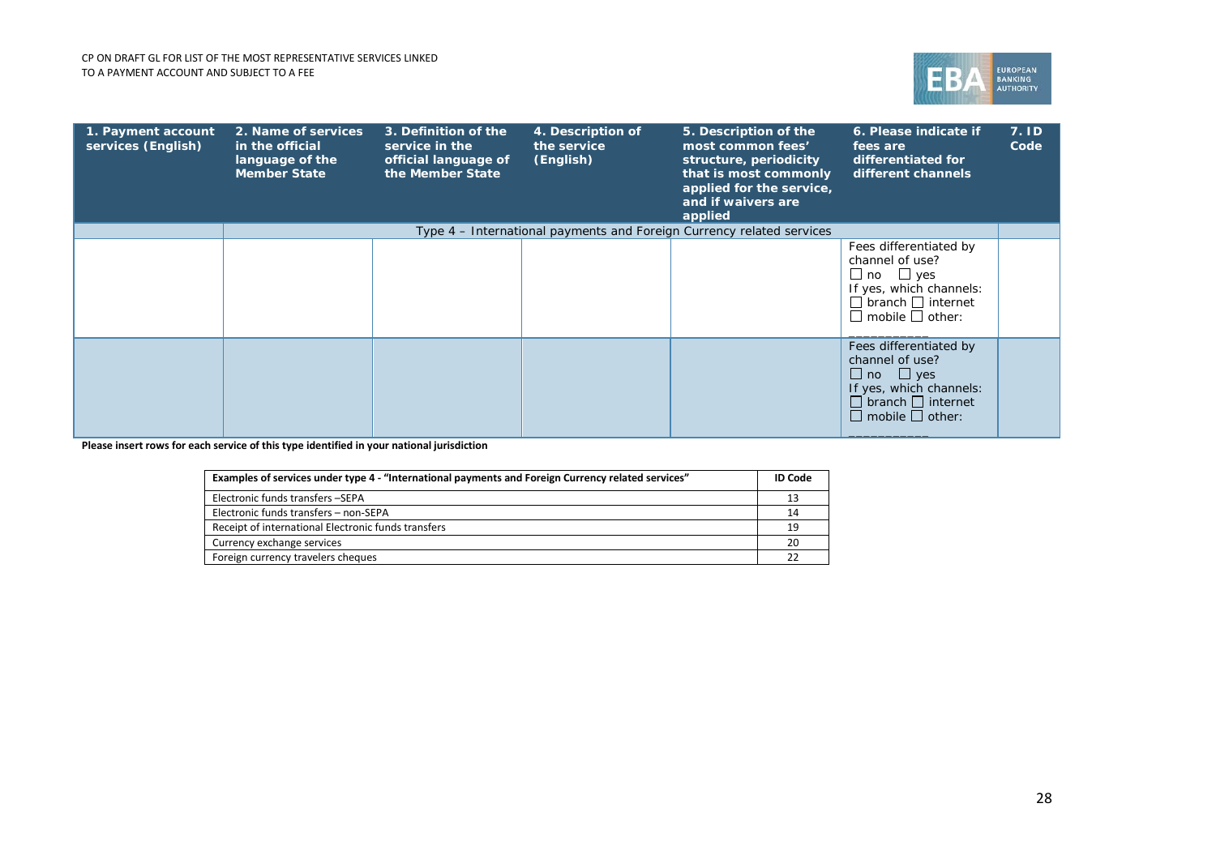| 1. Payment account services (English) | 2. Name of services in the official language of the Member State | 3. Definition of the service in the official language of the Member State | 4. Description of the service (English) | 5. Description of the most common fees' structure, periodicity that is most commonly applied for the service, and if waivers are applied | 6. Please indicate if fees are differentiated for different channels | 7. ID Code |
|---|---|---|---|---|---|---|
| | Type 4 – International payments and Foreign Currency related services | | | | | |
| | | | | | Fees differentiated by channel of use? ☐ no ☐ yes If yes, which channels: ☐ branch ☐ internet ☐ mobile ☐ other: ___________ | |
| | | | | | Fees differentiated by channel of use? ☐ no ☐ yes If yes, which channels: ☐ branch ☐ internet ☐ mobile ☐ other: ___________ | |

**Please insert rows for each service of this type identified in your national jurisdiction**

| Examples of services under type 4 - "International payments and Foreign Currency related services" | ID Code |
|---|---|
| Electronic funds transfers –SEPA | 13 |
| Electronic funds transfers – non-SEPA | 14 |
| Receipt of international Electronic funds transfers | 19 |
| Currency exchange services | 20 |
| Foreign currency travelers cheques | 22 |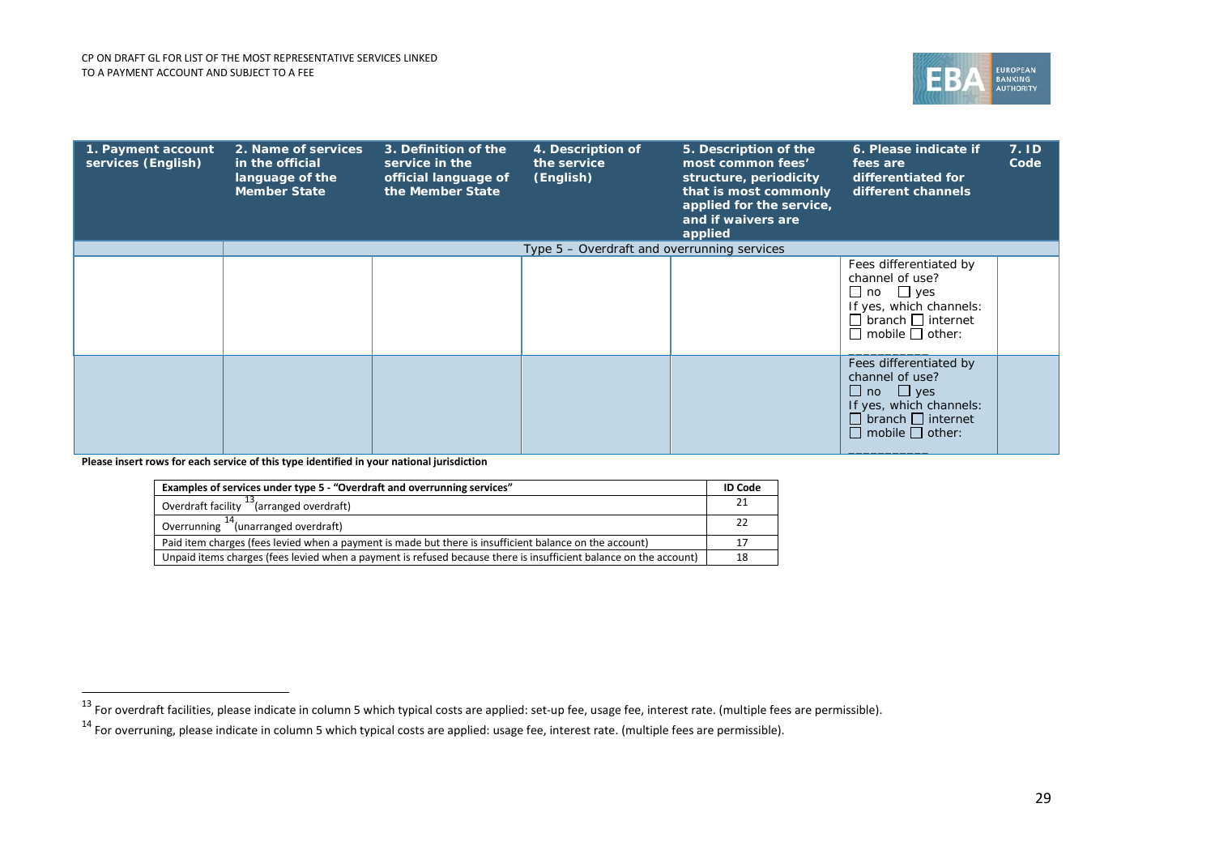| 1. Payment account services (English) | 2. Name of services in the official language of the Member State | 3. Definition of the service in the official language of the Member State | 4. Description of the service (English) | 5. Description of the most common fees' structure, periodicity that is most commonly applied for the service, and if waivers are applied | 6. Please indicate if fees are differentiated for different channels | 7. ID Code |
|---|---|---|---|---|---|---|
| | Type 5 – Overdraft and overrunning services | | | | | |
| | | | | | Fees differentiated by channel of use? ☐ no ☐ yes If yes, which channels: ☐ branch ☐ internet ☐ mobile ☐ other: ___________ | |
| | | | | | Fees differentiated by channel of use? ☐ no ☐ yes If yes, which channels: ☐ branch ☐ internet ☐ mobile ☐ other: ___________ | |

**Please insert rows for each service of this type identified in your national jurisdiction**

| Examples of services under type 5 - "Overdraft and overrunning services" | ID Code |
|---|---|
| Overdraft facility [13] (arranged overdraft) | 21 |
| Overrunning [14] (unarranged overdraft) | 22 |
| Paid item charges (fees levied when a payment is made but there is insufficient balance on the account) | 17 |
| Unpaid items charges (fees levied when a payment is refused because there is insufficient balance on the account) | 18 |

[13] For overdraft facilities, please indicate in column 5 which typical costs are applied: set-up fee, usage fee, interest rate. (multiple fees are permissible).

[14] For overruning, please indicate in column 5 which typical costs are applied: usage fee, interest rate. (multiple fees are permissible).